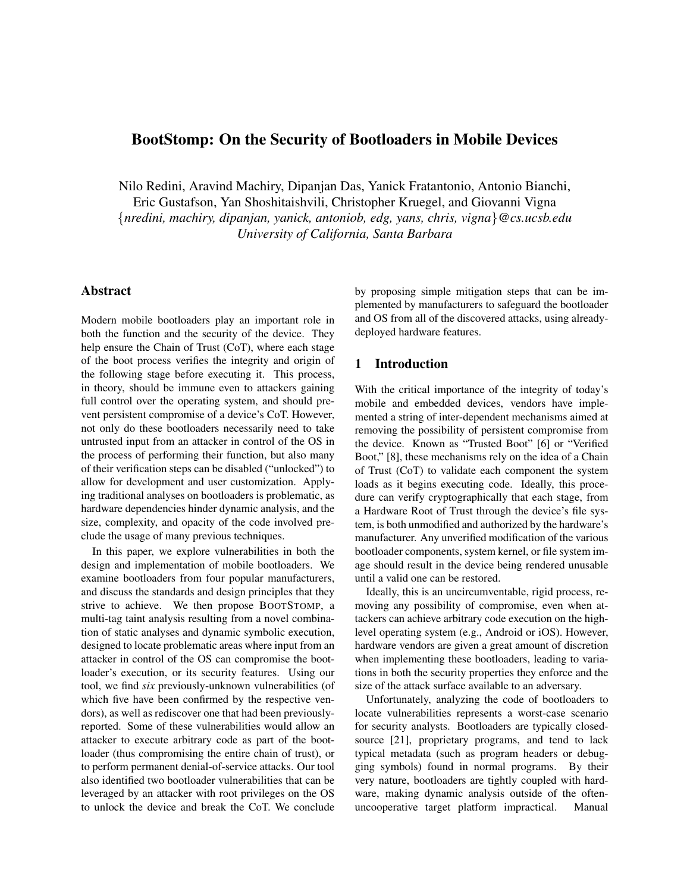# BootStomp: On the Security of Bootloaders in Mobile Devices

Nilo Redini, Aravind Machiry, Dipanjan Das, Yanick Fratantonio, Antonio Bianchi, Eric Gustafson, Yan Shoshitaishvili, Christopher Kruegel, and Giovanni Vigna
{*nredini, machiry, dipanjan, yanick, antoniob, edg, yans, chris, vigna*}*@cs.ucsb.edu*
*University of California, Santa Barbara*

## Abstract

Modern mobile bootloaders play an important role in both the function and the security of the device. They help ensure the Chain of Trust (CoT), where each stage of the boot process verifies the integrity and origin of the following stage before executing it. This process, in theory, should be immune even to attackers gaining full control over the operating system, and should prevent persistent compromise of a device's CoT. However, not only do these bootloaders necessarily need to take untrusted input from an attacker in control of the OS in the process of performing their function, but also many of their verification steps can be disabled ("unlocked") to allow for development and user customization. Applying traditional analyses on bootloaders is problematic, as hardware dependencies hinder dynamic analysis, and the size, complexity, and opacity of the code involved preclude the usage of many previous techniques.

In this paper, we explore vulnerabilities in both the design and implementation of mobile bootloaders. We examine bootloaders from four popular manufacturers, and discuss the standards and design principles that they strive to achieve. We then propose BOOTSTOMP, a multi-tag taint analysis resulting from a novel combination of static analyses and dynamic symbolic execution, designed to locate problematic areas where input from an attacker in control of the OS can compromise the bootloader's execution, or its security features. Using our tool, we find *six* previously-unknown vulnerabilities (of which five have been confirmed by the respective vendors), as well as rediscover one that had been previously-reported. Some of these vulnerabilities would allow an attacker to execute arbitrary code as part of the bootloader (thus compromising the entire chain of trust), or to perform permanent denial-of-service attacks. Our tool also identified two bootloader vulnerabilities that can be leveraged by an attacker with root privileges on the OS to unlock the device and break the CoT. We conclude by proposing simple mitigation steps that can be implemented by manufacturers to safeguard the bootloader and OS from all of the discovered attacks, using already-deployed hardware features.

## 1 Introduction

With the critical importance of the integrity of today's mobile and embedded devices, vendors have implemented a string of inter-dependent mechanisms aimed at removing the possibility of persistent compromise from the device. Known as "Trusted Boot" [6] or "Verified Boot," [8], these mechanisms rely on the idea of a Chain of Trust (CoT) to validate each component the system loads as it begins executing code. Ideally, this procedure can verify cryptographically that each stage, from a Hardware Root of Trust through the device's file system, is both unmodified and authorized by the hardware's manufacturer. Any unverified modification of the various bootloader components, system kernel, or file system image should result in the device being rendered unusable until a valid one can be restored.

Ideally, this is an uncircumventable, rigid process, removing any possibility of compromise, even when attackers can achieve arbitrary code execution on the high-level operating system (e.g., Android or iOS). However, hardware vendors are given a great amount of discretion when implementing these bootloaders, leading to variations in both the security properties they enforce and the size of the attack surface available to an adversary.

Unfortunately, analyzing the code of bootloaders to locate vulnerabilities represents a worst-case scenario for security analysts. Bootloaders are typically closed-source [21], proprietary programs, and tend to lack typical metadata (such as program headers or debugging symbols) found in normal programs. By their very nature, bootloaders are tightly coupled with hardware, making dynamic analysis outside of the often-uncooperative target platform impractical. Manual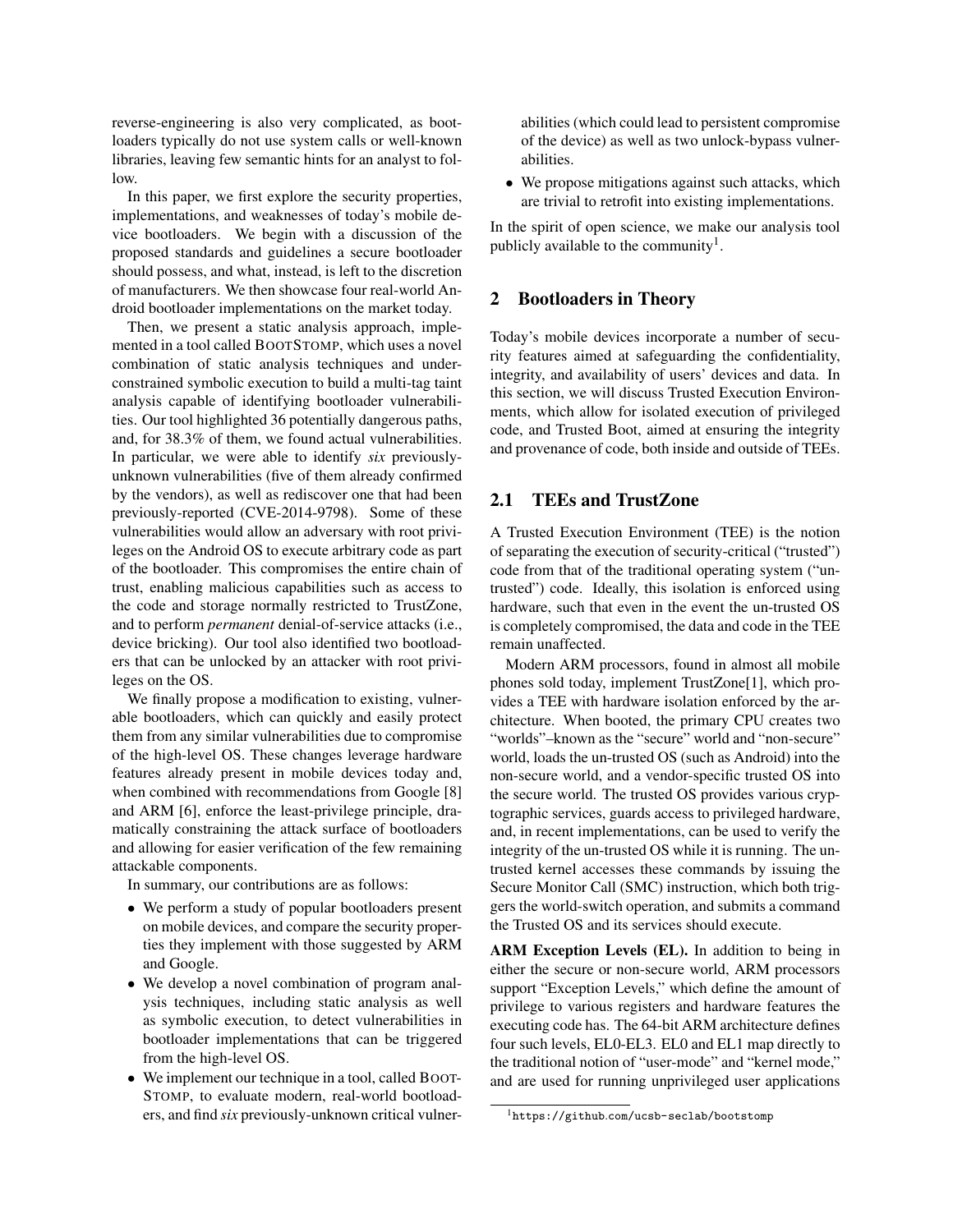reverse-engineering is also very complicated, as bootloaders typically do not use system calls or well-known libraries, leaving few semantic hints for an analyst to follow.

In this paper, we first explore the security properties, implementations, and weaknesses of today's mobile device bootloaders. We begin with a discussion of the proposed standards and guidelines a secure bootloader should possess, and what, instead, is left to the discretion of manufacturers. We then showcase four real-world Android bootloader implementations on the market today.

Then, we present a static analysis approach, implemented in a tool called BOOTSTOMP, which uses a novel combination of static analysis techniques and under-constrained symbolic execution to build a multi-tag taint analysis capable of identifying bootloader vulnerabilities. Our tool highlighted 36 potentially dangerous paths, and, for 38.3% of them, we found actual vulnerabilities. In particular, we were able to identify *six* previously-unknown vulnerabilities (five of them already confirmed by the vendors), as well as rediscover one that had been previously-reported (CVE-2014-9798). Some of these vulnerabilities would allow an adversary with root privileges on the Android OS to execute arbitrary code as part of the bootloader. This compromises the entire chain of trust, enabling malicious capabilities such as access to the code and storage normally restricted to TrustZone, and to perform *permanent* denial-of-service attacks (i.e., device bricking). Our tool also identified two bootloaders that can be unlocked by an attacker with root privileges on the OS.

We finally propose a modification to existing, vulnerable bootloaders, which can quickly and easily protect them from any similar vulnerabilities due to compromise of the high-level OS. These changes leverage hardware features already present in mobile devices today and, when combined with recommendations from Google [8] and ARM [6], enforce the least-privilege principle, dramatically constraining the attack surface of bootloaders and allowing for easier verification of the few remaining attackable components.

In summary, our contributions are as follows:

- We perform a study of popular bootloaders present on mobile devices, and compare the security properties they implement with those suggested by ARM and Google.
- We develop a novel combination of program analysis techniques, including static analysis as well as symbolic execution, to detect vulnerabilities in bootloader implementations that can be triggered from the high-level OS.
- We implement our technique in a tool, called BOOTSTOMP, to evaluate modern, real-world bootloaders, and find *six* previously-unknown critical vulnerabilities (which could lead to persistent compromise of the device) as well as two unlock-bypass vulnerabilities.
- We propose mitigations against such attacks, which are trivial to retrofit into existing implementations.

In the spirit of open science, we make our analysis tool publicly available to the community[1].

## 2 Bootloaders in Theory

Today's mobile devices incorporate a number of security features aimed at safeguarding the confidentiality, integrity, and availability of users' devices and data. In this section, we will discuss Trusted Execution Environments, which allow for isolated execution of privileged code, and Trusted Boot, aimed at ensuring the integrity and provenance of code, both inside and outside of TEEs.

### 2.1 TEEs and TrustZone

A Trusted Execution Environment (TEE) is the notion of separating the execution of security-critical ("trusted") code from that of the traditional operating system ("un-trusted") code. Ideally, this isolation is enforced using hardware, such that even in the event the un-trusted OS is completely compromised, the data and code in the TEE remain unaffected.

Modern ARM processors, found in almost all mobile phones sold today, implement TrustZone[1], which provides a TEE with hardware isolation enforced by the architecture. When booted, the primary CPU creates two "worlds"–known as the "secure" world and "non-secure" world, loads the un-trusted OS (such as Android) into the non-secure world, and a vendor-specific trusted OS into the secure world. The trusted OS provides various cryptographic services, guards access to privileged hardware, and, in recent implementations, can be used to verify the integrity of the un-trusted OS while it is running. The un-trusted kernel accesses these commands by issuing the Secure Monitor Call (SMC) instruction, which both triggers the world-switch operation, and submits a command the Trusted OS and its services should execute.

**ARM Exception Levels (EL).** In addition to being in either the secure or non-secure world, ARM processors support "Exception Levels," which define the amount of privilege to various registers and hardware features the executing code has. The 64-bit ARM architecture defines four such levels, EL0-EL3. EL0 and EL1 map directly to the traditional notion of "user-mode" and "kernel mode," and are used for running unprivileged user applications

[1] https://github.com/ucsb-seclab/bootstomp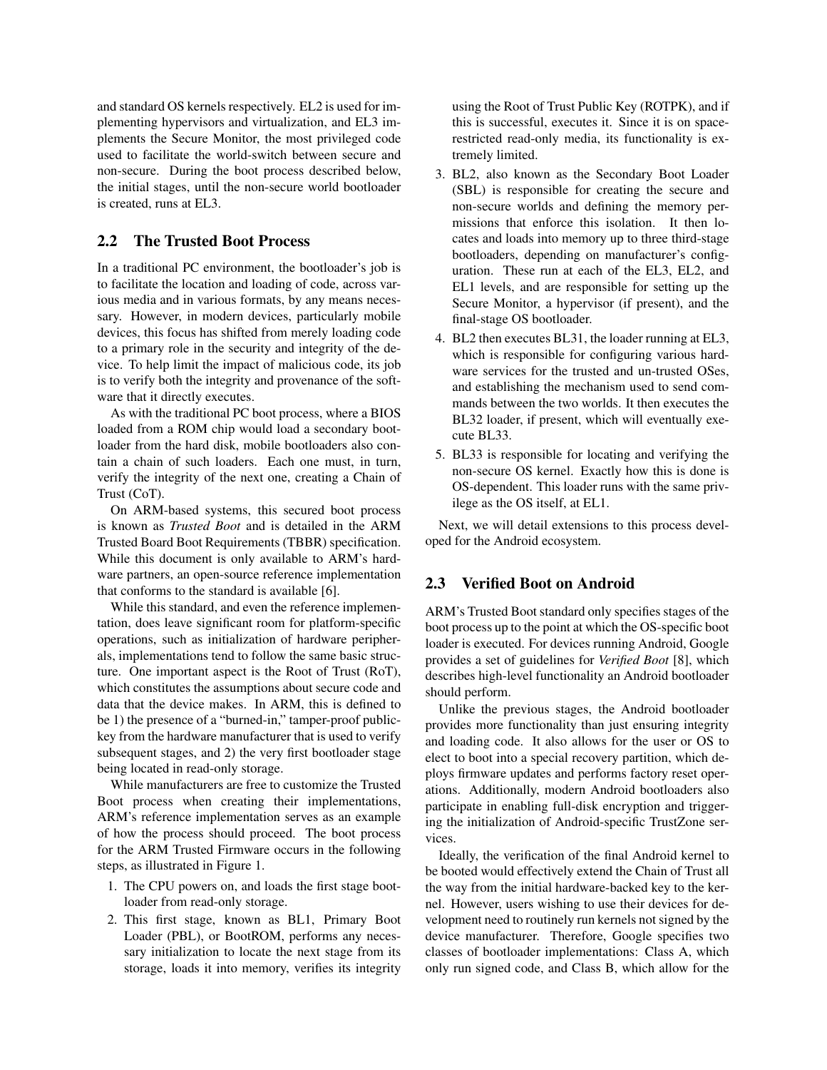and standard OS kernels respectively. EL2 is used for implementing hypervisors and virtualization, and EL3 implements the Secure Monitor, the most privileged code used to facilitate the world-switch between secure and non-secure. During the boot process described below, the initial stages, until the non-secure world bootloader is created, runs at EL3.

## 2.2 The Trusted Boot Process

In a traditional PC environment, the bootloader's job is to facilitate the location and loading of code, across various media and in various formats, by any means necessary. However, in modern devices, particularly mobile devices, this focus has shifted from merely loading code to a primary role in the security and integrity of the device. To help limit the impact of malicious code, its job is to verify both the integrity and provenance of the software that it directly executes.

As with the traditional PC boot process, where a BIOS loaded from a ROM chip would load a secondary bootloader from the hard disk, mobile bootloaders also contain a chain of such loaders. Each one must, in turn, verify the integrity of the next one, creating a Chain of Trust (CoT).

On ARM-based systems, this secured boot process is known as *Trusted Boot* and is detailed in the ARM Trusted Board Boot Requirements (TBBR) specification. While this document is only available to ARM's hardware partners, an open-source reference implementation that conforms to the standard is available [6].

While this standard, and even the reference implementation, does leave significant room for platform-specific operations, such as initialization of hardware peripherals, implementations tend to follow the same basic structure. One important aspect is the Root of Trust (RoT), which constitutes the assumptions about secure code and data that the device makes. In ARM, this is defined to be 1) the presence of a "burned-in," tamper-proof public-key from the hardware manufacturer that is used to verify subsequent stages, and 2) the very first bootloader stage being located in read-only storage.

While manufacturers are free to customize the Trusted Boot process when creating their implementations, ARM's reference implementation serves as an example of how the process should proceed. The boot process for the ARM Trusted Firmware occurs in the following steps, as illustrated in Figure 1.

1. The CPU powers on, and loads the first stage bootloader from read-only storage.
2. This first stage, known as BL1, Primary Boot Loader (PBL), or BootROM, performs any necessary initialization to locate the next stage from its storage, loads it into memory, verifies its integrity using the Root of Trust Public Key (ROTPK), and if this is successful, executes it. Since it is on space-restricted read-only media, its functionality is extremely limited.
3. BL2, also known as the Secondary Boot Loader (SBL) is responsible for creating the secure and non-secure worlds and defining the memory permissions that enforce this isolation. It then locates and loads into memory up to three third-stage bootloaders, depending on manufacturer's configuration. These run at each of the EL3, EL2, and EL1 levels, and are responsible for setting up the Secure Monitor, a hypervisor (if present), and the final-stage OS bootloader.
4. BL2 then executes BL31, the loader running at EL3, which is responsible for configuring various hardware services for the trusted and un-trusted OSes, and establishing the mechanism used to send commands between the two worlds. It then executes the BL32 loader, if present, which will eventually execute BL33.
5. BL33 is responsible for locating and verifying the non-secure OS kernel. Exactly how this is done is OS-dependent. This loader runs with the same privilege as the OS itself, at EL1.

Next, we will detail extensions to this process developed for the Android ecosystem.

## 2.3 Verified Boot on Android

ARM's Trusted Boot standard only specifies stages of the boot process up to the point at which the OS-specific boot loader is executed. For devices running Android, Google provides a set of guidelines for *Verified Boot* [8], which describes high-level functionality an Android bootloader should perform.

Unlike the previous stages, the Android bootloader provides more functionality than just ensuring integrity and loading code. It also allows for the user or OS to elect to boot into a special recovery partition, which deploys firmware updates and performs factory reset operations. Additionally, modern Android bootloaders also participate in enabling full-disk encryption and triggering the initialization of Android-specific TrustZone services.

Ideally, the verification of the final Android kernel to be booted would effectively extend the Chain of Trust all the way from the initial hardware-backed key to the kernel. However, users wishing to use their devices for development need to routinely run kernels not signed by the device manufacturer. Therefore, Google specifies two classes of bootloader implementations: Class A, which only run signed code, and Class B, which allow for the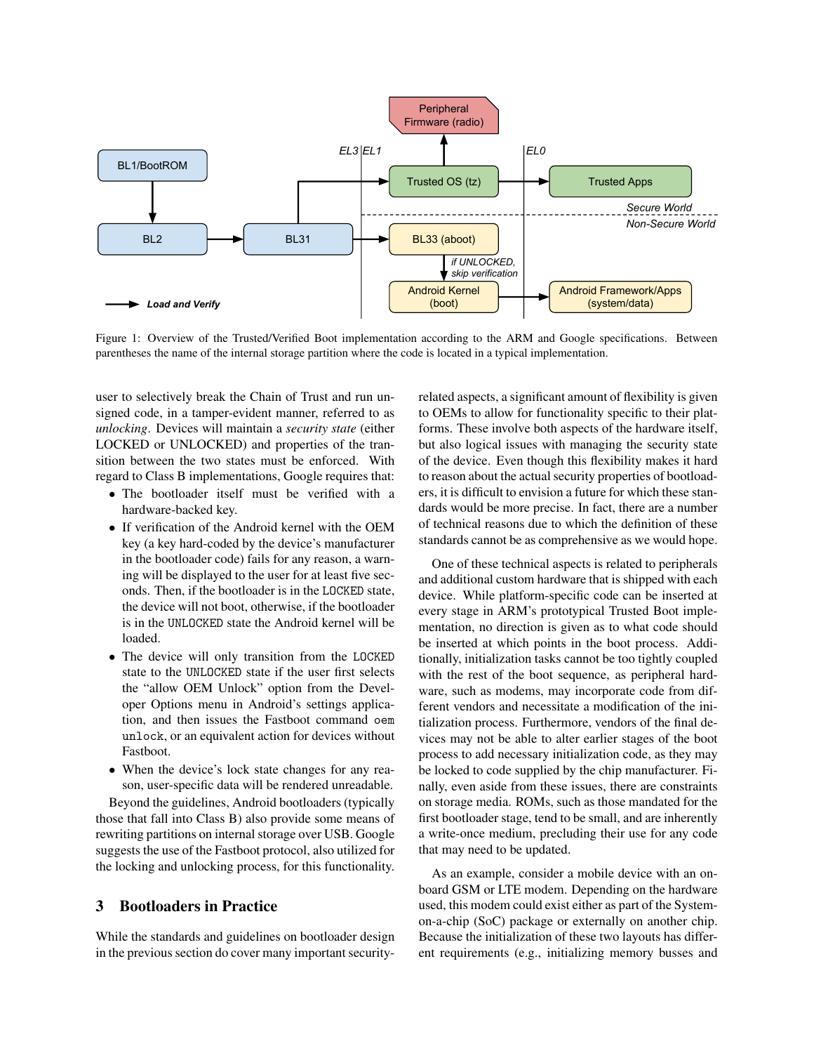Figure 1: Overview of the Trusted/Verified Boot implementation according to the ARM and Google specifications. Between parentheses the name of the internal storage partition where the code is located in a typical implementation.

user to selectively break the Chain of Trust and run unsigned code, in a tamper-evident manner, referred to as *unlocking*. Devices will maintain a *security state* (either LOCKED or UNLOCKED) and properties of the transition between the two states must be enforced. With regard to Class B implementations, Google requires that:

- The bootloader itself must be verified with a hardware-backed key.
- If verification of the Android kernel with the OEM key (a key hard-coded by the device's manufacturer in the bootloader code) fails for any reason, a warning will be displayed to the user for at least five seconds. Then, if the bootloader is in the `LOCKED` state, the device will not boot, otherwise, if the bootloader is in the `UNLOCKED` state the Android kernel will be loaded.
- The device will only transition from the `LOCKED` state to the `UNLOCKED` state if the user first selects the "allow OEM Unlock" option from the Developer Options menu in Android's settings application, and then issues the Fastboot command `oem unlock`, or an equivalent action for devices without Fastboot.
- When the device's lock state changes for any reason, user-specific data will be rendered unreadable.

Beyond the guidelines, Android bootloaders (typically those that fall into Class B) also provide some means of rewriting partitions on internal storage over USB. Google suggests the use of the Fastboot protocol, also utilized for the locking and unlocking process, for this functionality.

## 3 Bootloaders in Practice

While the standards and guidelines on bootloader design in the previous section do cover many important security-related aspects, a significant amount of flexibility is given to OEMs to allow for functionality specific to their platforms. These involve both aspects of the hardware itself, but also logical issues with managing the security state of the device. Even though this flexibility makes it hard to reason about the actual security properties of bootloaders, it is difficult to envision a future for which these standards would be more precise. In fact, there are a number of technical reasons due to which the definition of these standards cannot be as comprehensive as we would hope.

One of these technical aspects is related to peripherals and additional custom hardware that is shipped with each device. While platform-specific code can be inserted at every stage in ARM's prototypical Trusted Boot implementation, no direction is given as to what code should be inserted at which points in the boot process. Additionally, initialization tasks cannot be too tightly coupled with the rest of the boot sequence, as peripheral hardware, such as modems, may incorporate code from different vendors and necessitate a modification of the initialization process. Furthermore, vendors of the final devices may not be able to alter earlier stages of the boot process to add necessary initialization code, as they may be locked to code supplied by the chip manufacturer. Finally, even aside from these issues, there are constraints on storage media. ROMs, such as those mandated for the first bootloader stage, tend to be small, and are inherently a write-once medium, precluding their use for any code that may need to be updated.

As an example, consider a mobile device with an onboard GSM or LTE modem. Depending on the hardware used, this modem could exist either as part of the System-on-a-chip (SoC) package or externally on another chip. Because the initialization of these two layouts has different requirements (e.g., initializing memory busses and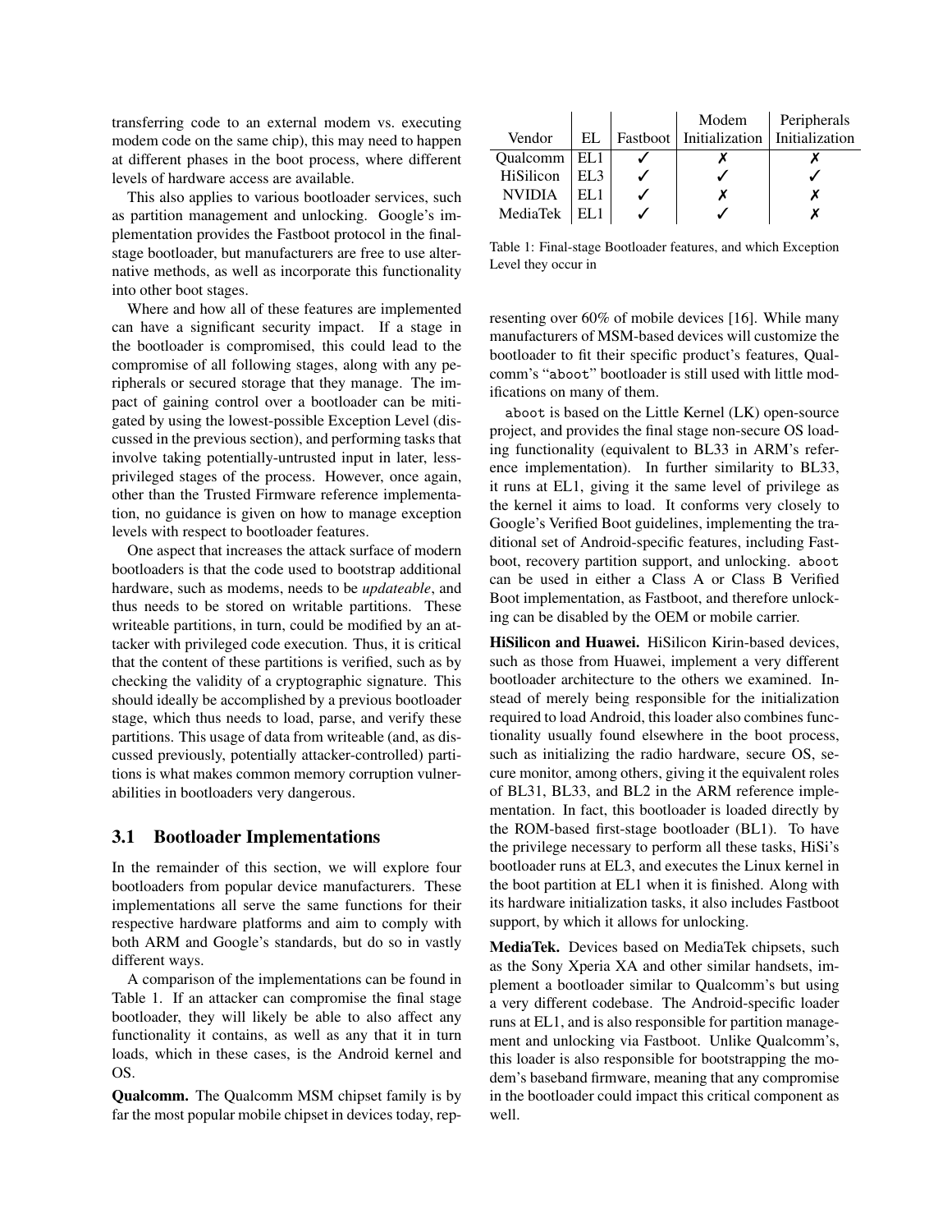transferring code to an external modem vs. executing modem code on the same chip), this may need to happen at different phases in the boot process, where different levels of hardware access are available.

This also applies to various bootloader services, such as partition management and unlocking. Google's implementation provides the Fastboot protocol in the final-stage bootloader, but manufacturers are free to use alternative methods, as well as incorporate this functionality into other boot stages.

Where and how all of these features are implemented can have a significant security impact. If a stage in the bootloader is compromised, this could lead to the compromise of all following stages, along with any peripherals or secured storage that they manage. The impact of gaining control over a bootloader can be mitigated by using the lowest-possible Exception Level (discussed in the previous section), and performing tasks that involve taking potentially-untrusted input in later, less-privileged stages of the process. However, once again, other than the Trusted Firmware reference implementation, no guidance is given on how to manage exception levels with respect to bootloader features.

One aspect that increases the attack surface of modern bootloaders is that the code used to bootstrap additional hardware, such as modems, needs to be *updateable*, and thus needs to be stored on writable partitions. These writeable partitions, in turn, could be modified by an attacker with privileged code execution. Thus, it is critical that the content of these partitions is verified, such as by checking the validity of a cryptographic signature. This should ideally be accomplished by a previous bootloader stage, which thus needs to load, parse, and verify these partitions. This usage of data from writeable (and, as discussed previously, potentially attacker-controlled) partitions is what makes common memory corruption vulnerabilities in bootloaders very dangerous.

## 3.1 Bootloader Implementations

In the remainder of this section, we will explore four bootloaders from popular device manufacturers. These implementations all serve the same functions for their respective hardware platforms and aim to comply with both ARM and Google's standards, but do so in vastly different ways.

A comparison of the implementations can be found in Table 1. If an attacker can compromise the final stage bootloader, they will likely be able to also affect any functionality it contains, as well as any that it in turn loads, which in these cases, is the Android kernel and OS.

| Vendor | EL | Fastboot | Modem Initialization | Peripherals Initialization |
|---|---|---|---|---|
| Qualcomm | EL1 | ✓ | ✗ | ✗ |
| HiSilicon | EL3 | ✓ | ✓ | ✓ |
| NVIDIA | EL1 | ✓ | ✗ | ✗ |
| MediaTek | EL1 | ✓ | ✓ | ✗ |

Table 1: Final-stage Bootloader features, and which Exception Level they occur in

**Qualcomm.** The Qualcomm MSM chipset family is by far the most popular mobile chipset in devices today, representing over 60% of mobile devices [16]. While many manufacturers of MSM-based devices will customize the bootloader to fit their specific product's features, Qualcomm's "aboot" bootloader is still used with little modifications on many of them.

aboot is based on the Little Kernel (LK) open-source project, and provides the final stage non-secure OS loading functionality (equivalent to BL33 in ARM's reference implementation). In further similarity to BL33, it runs at EL1, giving it the same level of privilege as the kernel it aims to load. It conforms very closely to Google's Verified Boot guidelines, implementing the traditional set of Android-specific features, including Fastboot, recovery partition support, and unlocking. aboot can be used in either a Class A or Class B Verified Boot implementation, as Fastboot, and therefore unlocking can be disabled by the OEM or mobile carrier.

**HiSilicon and Huawei.** HiSilicon Kirin-based devices, such as those from Huawei, implement a very different bootloader architecture to the others we examined. Instead of merely being responsible for the initialization required to load Android, this loader also combines functionality usually found elsewhere in the boot process, such as initializing the radio hardware, secure OS, secure monitor, among others, giving it the equivalent roles of BL31, BL33, and BL2 in the ARM reference implementation. In fact, this bootloader is loaded directly by the ROM-based first-stage bootloader (BL1). To have the privilege necessary to perform all these tasks, HiSi's bootloader runs at EL3, and executes the Linux kernel in the boot partition at EL1 when it is finished. Along with its hardware initialization tasks, it also includes Fastboot support, by which it allows for unlocking.

**MediaTek.** Devices based on MediaTek chipsets, such as the Sony Xperia XA and other similar handsets, implement a bootloader similar to Qualcomm's but using a very different codebase. The Android-specific loader runs at EL1, and is also responsible for partition management and unlocking via Fastboot. Unlike Qualcomm's, this loader is also responsible for bootstrapping the modem's baseband firmware, meaning that any compromise in the bootloader could impact this critical component as well.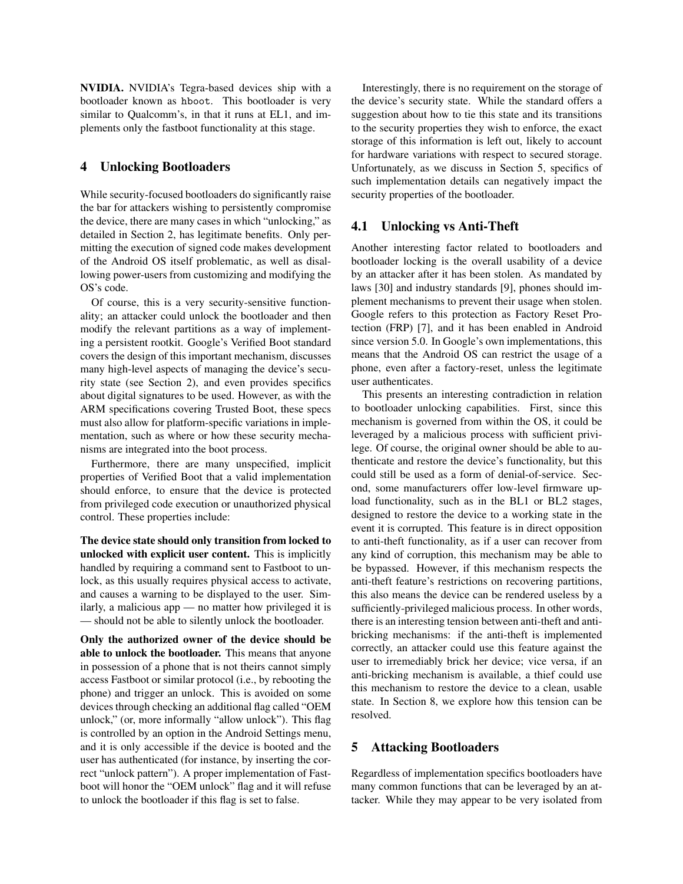**NVIDIA.** NVIDIA's Tegra-based devices ship with a bootloader known as `hboot`. This bootloader is very similar to Qualcomm's, in that it runs at EL1, and implements only the fastboot functionality at this stage.

## 4 Unlocking Bootloaders

While security-focused bootloaders do significantly raise the bar for attackers wishing to persistently compromise the device, there are many cases in which "unlocking," as detailed in Section 2, has legitimate benefits. Only permitting the execution of signed code makes development of the Android OS itself problematic, as well as disallowing power-users from customizing and modifying the OS's code.

Of course, this is a very security-sensitive functionality; an attacker could unlock the bootloader and then modify the relevant partitions as a way of implementing a persistent rootkit. Google's Verified Boot standard covers the design of this important mechanism, discusses many high-level aspects of managing the device's security state (see Section 2), and even provides specifics about digital signatures to be used. However, as with the ARM specifications covering Trusted Boot, these specs must also allow for platform-specific variations in implementation, such as where or how these security mechanisms are integrated into the boot process.

Furthermore, there are many unspecified, implicit properties of Verified Boot that a valid implementation should enforce, to ensure that the device is protected from privileged code execution or unauthorized physical control. These properties include:

**The device state should only transition from locked to unlocked with explicit user content.** This is implicitly handled by requiring a command sent to Fastboot to unlock, as this usually requires physical access to activate, and causes a warning to be displayed to the user. Similarly, a malicious app — no matter how privileged it is — should not be able to silently unlock the bootloader.

**Only the authorized owner of the device should be able to unlock the bootloader.** This means that anyone in possession of a phone that is not theirs cannot simply access Fastboot or similar protocol (i.e., by rebooting the phone) and trigger an unlock. This is avoided on some devices through checking an additional flag called "OEM unlock," (or, more informally "allow unlock"). This flag is controlled by an option in the Android Settings menu, and it is only accessible if the device is booted and the user has authenticated (for instance, by inserting the correct "unlock pattern"). A proper implementation of Fastboot will honor the "OEM unlock" flag and it will refuse to unlock the bootloader if this flag is set to false.

Interestingly, there is no requirement on the storage of the device's security state. While the standard offers a suggestion about how to tie this state and its transitions to the security properties they wish to enforce, the exact storage of this information is left out, likely to account for hardware variations with respect to secured storage. Unfortunately, as we discuss in Section 5, specifics of such implementation details can negatively impact the security properties of the bootloader.

### 4.1 Unlocking vs Anti-Theft

Another interesting factor related to bootloaders and bootloader locking is the overall usability of a device by an attacker after it has been stolen. As mandated by laws [30] and industry standards [9], phones should implement mechanisms to prevent their usage when stolen. Google refers to this protection as Factory Reset Protection (FRP) [7], and it has been enabled in Android since version 5.0. In Google's own implementations, this means that the Android OS can restrict the usage of a phone, even after a factory-reset, unless the legitimate user authenticates.

This presents an interesting contradiction in relation to bootloader unlocking capabilities. First, since this mechanism is governed from within the OS, it could be leveraged by a malicious process with sufficient privilege. Of course, the original owner should be able to authenticate and restore the device's functionality, but this could still be used as a form of denial-of-service. Second, some manufacturers offer low-level firmware upload functionality, such as in the BL1 or BL2 stages, designed to restore the device to a working state in the event it is corrupted. This feature is in direct opposition to anti-theft functionality, as if a user can recover from any kind of corruption, this mechanism may be able to be bypassed. However, if this mechanism respects the anti-theft feature's restrictions on recovering partitions, this also means the device can be rendered useless by a sufficiently-privileged malicious process. In other words, there is an interesting tension between anti-theft and anti-bricking mechanisms: if the anti-theft is implemented correctly, an attacker could use this feature against the user to irremediably brick her device; vice versa, if an anti-bricking mechanism is available, a thief could use this mechanism to restore the device to a clean, usable state. In Section 8, we explore how this tension can be resolved.

## 5 Attacking Bootloaders

Regardless of implementation specifics bootloaders have many common functions that can be leveraged by an attacker. While they may appear to be very isolated from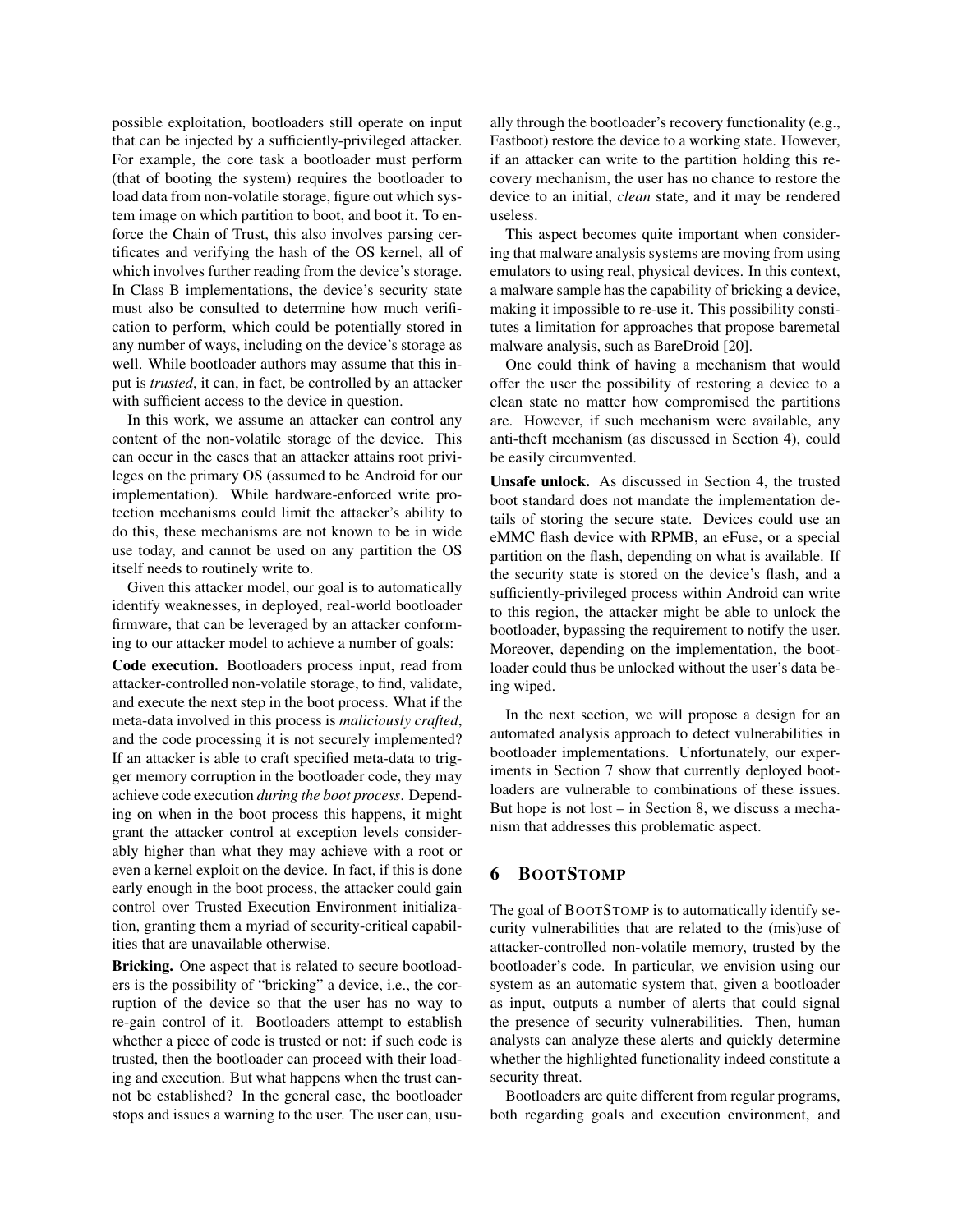possible exploitation, bootloaders still operate on input that can be injected by a sufficiently-privileged attacker. For example, the core task a bootloader must perform (that of booting the system) requires the bootloader to load data from non-volatile storage, figure out which system image on which partition to boot, and boot it. To enforce the Chain of Trust, this also involves parsing certificates and verifying the hash of the OS kernel, all of which involves further reading from the device's storage. In Class B implementations, the device's security state must also be consulted to determine how much verification to perform, which could be potentially stored in any number of ways, including on the device's storage as well. While bootloader authors may assume that this input is *trusted*, it can, in fact, be controlled by an attacker with sufficient access to the device in question.

In this work, we assume an attacker can control any content of the non-volatile storage of the device. This can occur in the cases that an attacker attains root privileges on the primary OS (assumed to be Android for our implementation). While hardware-enforced write protection mechanisms could limit the attacker's ability to do this, these mechanisms are not known to be in wide use today, and cannot be used on any partition the OS itself needs to routinely write to.

Given this attacker model, our goal is to automatically identify weaknesses, in deployed, real-world bootloader firmware, that can be leveraged by an attacker conforming to our attacker model to achieve a number of goals:

**Code execution.** Bootloaders process input, read from attacker-controlled non-volatile storage, to find, validate, and execute the next step in the boot process. What if the meta-data involved in this process is *maliciously crafted*, and the code processing it is not securely implemented? If an attacker is able to craft specified meta-data to trigger memory corruption in the bootloader code, they may achieve code execution *during the boot process*. Depending on when in the boot process this happens, it might grant the attacker control at exception levels considerably higher than what they may achieve with a root or even a kernel exploit on the device. In fact, if this is done early enough in the boot process, the attacker could gain control over Trusted Execution Environment initialization, granting them a myriad of security-critical capabilities that are unavailable otherwise.

**Bricking.** One aspect that is related to secure bootloaders is the possibility of "bricking" a device, i.e., the corruption of the device so that the user has no way to re-gain control of it. Bootloaders attempt to establish whether a piece of code is trusted or not: if such code is trusted, then the bootloader can proceed with their loading and execution. But what happens when the trust cannot be established? In the general case, the bootloader stops and issues a warning to the user. The user can, usually through the bootloader's recovery functionality (e.g., Fastboot) restore the device to a working state. However, if an attacker can write to the partition holding this recovery mechanism, the user has no chance to restore the device to an initial, *clean* state, and it may be rendered useless.

This aspect becomes quite important when considering that malware analysis systems are moving from using emulators to using real, physical devices. In this context, a malware sample has the capability of bricking a device, making it impossible to re-use it. This possibility constitutes a limitation for approaches that propose baremetal malware analysis, such as BareDroid [20].

One could think of having a mechanism that would offer the user the possibility of restoring a device to a clean state no matter how compromised the partitions are. However, if such mechanism were available, any anti-theft mechanism (as discussed in Section 4), could be easily circumvented.

**Unsafe unlock.** As discussed in Section 4, the trusted boot standard does not mandate the implementation details of storing the secure state. Devices could use an eMMC flash device with RPMB, an eFuse, or a special partition on the flash, depending on what is available. If the security state is stored on the device's flash, and a sufficiently-privileged process within Android can write to this region, the attacker might be able to unlock the bootloader, bypassing the requirement to notify the user. Moreover, depending on the implementation, the bootloader could thus be unlocked without the user's data being wiped.

In the next section, we will propose a design for an automated analysis approach to detect vulnerabilities in bootloader implementations. Unfortunately, our experiments in Section 7 show that currently deployed bootloaders are vulnerable to combinations of these issues. But hope is not lost – in Section 8, we discuss a mechanism that addresses this problematic aspect.

## 6 BootStomp

The goal of BootStomp is to automatically identify security vulnerabilities that are related to the (mis)use of attacker-controlled non-volatile memory, trusted by the bootloader's code. In particular, we envision using our system as an automatic system that, given a bootloader as input, outputs a number of alerts that could signal the presence of security vulnerabilities. Then, human analysts can analyze these alerts and quickly determine whether the highlighted functionality indeed constitute a security threat.

Bootloaders are quite different from regular programs, both regarding goals and execution environment, and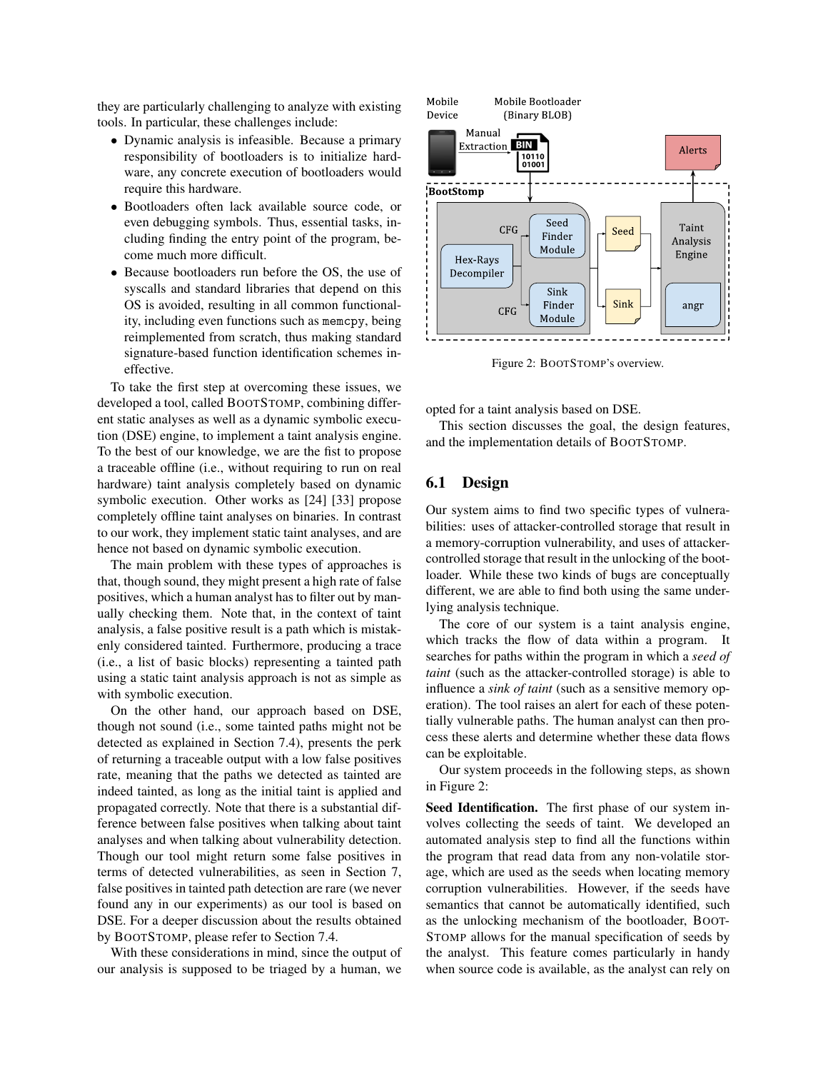they are particularly challenging to analyze with existing tools. In particular, these challenges include:

- Dynamic analysis is infeasible. Because a primary responsibility of bootloaders is to initialize hardware, any concrete execution of bootloaders would require this hardware.
- Bootloaders often lack available source code, or even debugging symbols. Thus, essential tasks, including finding the entry point of the program, become much more difficult.
- Because bootloaders run before the OS, the use of syscalls and standard libraries that depend on this OS is avoided, resulting in all common functionality, including even functions such as `memcpy`, being reimplemented from scratch, thus making standard signature-based function identification schemes ineffective.

To take the first step at overcoming these issues, we developed a tool, called BOOTSTOMP, combining different static analyses as well as a dynamic symbolic execution (DSE) engine, to implement a taint analysis engine. To the best of our knowledge, we are the fist to propose a traceable offline (i.e., without requiring to run on real hardware) taint analysis completely based on dynamic symbolic execution. Other works as [24] [33] propose completely offline taint analyses on binaries. In contrast to our work, they implement static taint analyses, and are hence not based on dynamic symbolic execution.

The main problem with these types of approaches is that, though sound, they might present a high rate of false positives, which a human analyst has to filter out by manually checking them. Note that, in the context of taint analysis, a false positive result is a path which is mistakenly considered tainted. Furthermore, producing a trace (i.e., a list of basic blocks) representing a tainted path using a static taint analysis approach is not as simple as with symbolic execution.

On the other hand, our approach based on DSE, though not sound (i.e., some tainted paths might not be detected as explained in Section 7.4), presents the perk of returning a traceable output with a low false positives rate, meaning that the paths we detected as tainted are indeed tainted, as long as the initial taint is applied and propagated correctly. Note that there is a substantial difference between false positives when talking about taint analyses and when talking about vulnerability detection. Though our tool might return some false positives in terms of detected vulnerabilities, as seen in Section 7, false positives in tainted path detection are rare (we never found any in our experiments) as our tool is based on DSE. For a deeper discussion about the results obtained by BOOTSTOMP, please refer to Section 7.4.

With these considerations in mind, since the output of our analysis is supposed to be triaged by a human, we opted for a taint analysis based on DSE.

Figure 2: BOOTSTOMP's overview.

This section discusses the goal, the design features, and the implementation details of BOOTSTOMP.

## 6.1 Design

Our system aims to find two specific types of vulnerabilities: uses of attacker-controlled storage that result in a memory-corruption vulnerability, and uses of attacker-controlled storage that result in the unlocking of the bootloader. While these two kinds of bugs are conceptually different, we are able to find both using the same underlying analysis technique.

The core of our system is a taint analysis engine, which tracks the flow of data within a program. It searches for paths within the program in which a *seed of taint* (such as the attacker-controlled storage) is able to influence a *sink of taint* (such as a sensitive memory operation). The tool raises an alert for each of these potentially vulnerable paths. The human analyst can then process these alerts and determine whether these data flows can be exploitable.

Our system proceeds in the following steps, as shown in Figure 2:

**Seed Identification.** The first phase of our system involves collecting the seeds of taint. We developed an automated analysis step to find all the functions within the program that read data from any non-volatile storage, which are used as the seeds when locating memory corruption vulnerabilities. However, if the seeds have semantics that cannot be automatically identified, such as the unlocking mechanism of the bootloader, BOOTSTOMP allows for the manual specification of seeds by the analyst. This feature comes particularly in handy when source code is available, as the analyst can rely on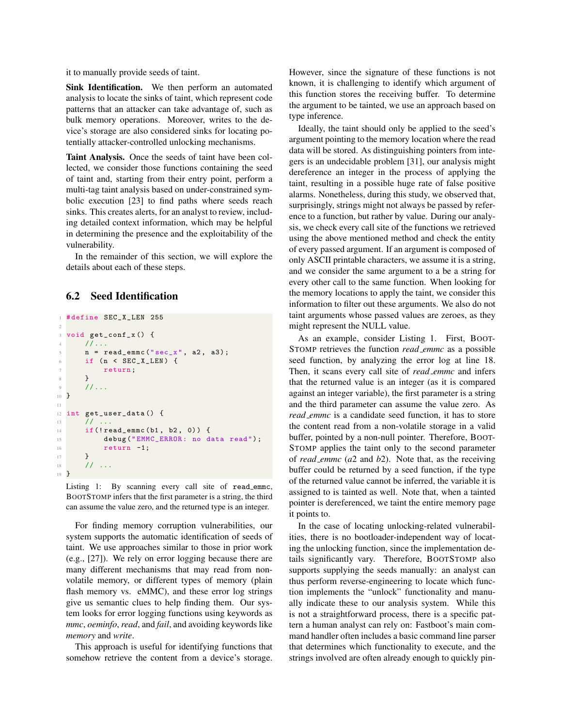it to manually provide seeds of taint.

**Sink Identification.** We then perform an automated analysis to locate the sinks of taint, which represent code patterns that an attacker can take advantage of, such as bulk memory operations. Moreover, writes to the device's storage are also considered sinks for locating potentially attacker-controlled unlocking mechanisms.

**Taint Analysis.** Once the seeds of taint have been collected, we consider those functions containing the seed of taint and, starting from their entry point, perform a multi-tag taint analysis based on under-constrained symbolic execution [23] to find paths where seeds reach sinks. This creates alerts, for an analyst to review, including detailed context information, which may be helpful in determining the presence and the exploitability of the vulnerability.

In the remainder of this section, we will explore the details about each of these steps.

## 6.2 Seed Identification

```
#define SEC_X_LEN 255

void get_conf_x() {
    //...
    n = read_emmc("sec_x", a2, a3);
    if (n < SEC_X_LEN) {
        return;
    }
    //...
}

int get_user_data() {
    // ...
    if(!read_emmc(b1, b2, 0)) {
        debug("EMMC_ERROR: no data read");
        return -1;
    }
    // ...
}
```

Listing 1: By scanning every call site of read_emmc, BootStomp infers that the first parameter is a string, the third can assume the value zero, and the returned type is an integer.

For finding memory corruption vulnerabilities, our system supports the automatic identification of seeds of taint. We use approaches similar to those in prior work (e.g., [27]). We rely on error logging because there are many different mechanisms that may read from non-volatile memory, or different types of memory (plain flash memory vs. eMMC), and these error log strings give us semantic clues to help finding them. Our system looks for error logging functions using keywords as *mmc*, *oeminfo*, *read*, and *fail*, and avoiding keywords like *memory* and *write*.

This approach is useful for identifying functions that somehow retrieve the content from a device's storage. However, since the signature of these functions is not known, it is challenging to identify which argument of this function stores the receiving buffer. To determine the argument to be tainted, we use an approach based on type inference.

Ideally, the taint should only be applied to the seed's argument pointing to the memory location where the read data will be stored. As distinguishing pointers from integers is an undecidable problem [31], our analysis might dereference an integer in the process of applying the taint, resulting in a possible huge rate of false positive alarms. Nonetheless, during this study, we observed that, surprisingly, strings might not always be passed by reference to a function, but rather by value. During our analysis, we check every call site of the functions we retrieved using the above mentioned method and check the entity of every passed argument. If an argument is composed of only ASCII printable characters, we assume it is a string, and we consider the same argument to a be a string for every other call to the same function. When looking for the memory locations to apply the taint, we consider this information to filter out these arguments. We also do not taint arguments whose passed values are zeroes, as they might represent the NULL value.

As an example, consider Listing 1. First, BootStomp retrieves the function *read_emmc* as a possible seed function, by analyzing the error log at line 18. Then, it scans every call site of *read_emmc* and infers that the returned value is an integer (as it is compared against an integer variable), the first parameter is a string and the third parameter can assume the value zero. As *read_emmc* is a candidate seed function, it has to store the content read from a non-volatile storage in a valid buffer, pointed by a non-null pointer. Therefore, BootStomp applies the taint only to the second parameter of *read_emmc* (*a*2 and *b*2). Note that, as the receiving buffer could be returned by a seed function, if the type of the returned value cannot be inferred, the variable it is assigned to is tainted as well. Note that, when a tainted pointer is dereferenced, we taint the entire memory page it points to.

In the case of locating unlocking-related vulnerabilities, there is no bootloader-independent way of locating the unlocking function, since the implementation details significantly vary. Therefore, BootStomp also supports supplying the seeds manually: an analyst can thus perform reverse-engineering to locate which function implements the "unlock" functionality and manually indicate these to our analysis system. While this is not a straightforward process, there is a specific pattern a human analyst can rely on: Fastboot's main command handler often includes a basic command line parser that determines which functionality to execute, and the strings involved are often already enough to quickly pin-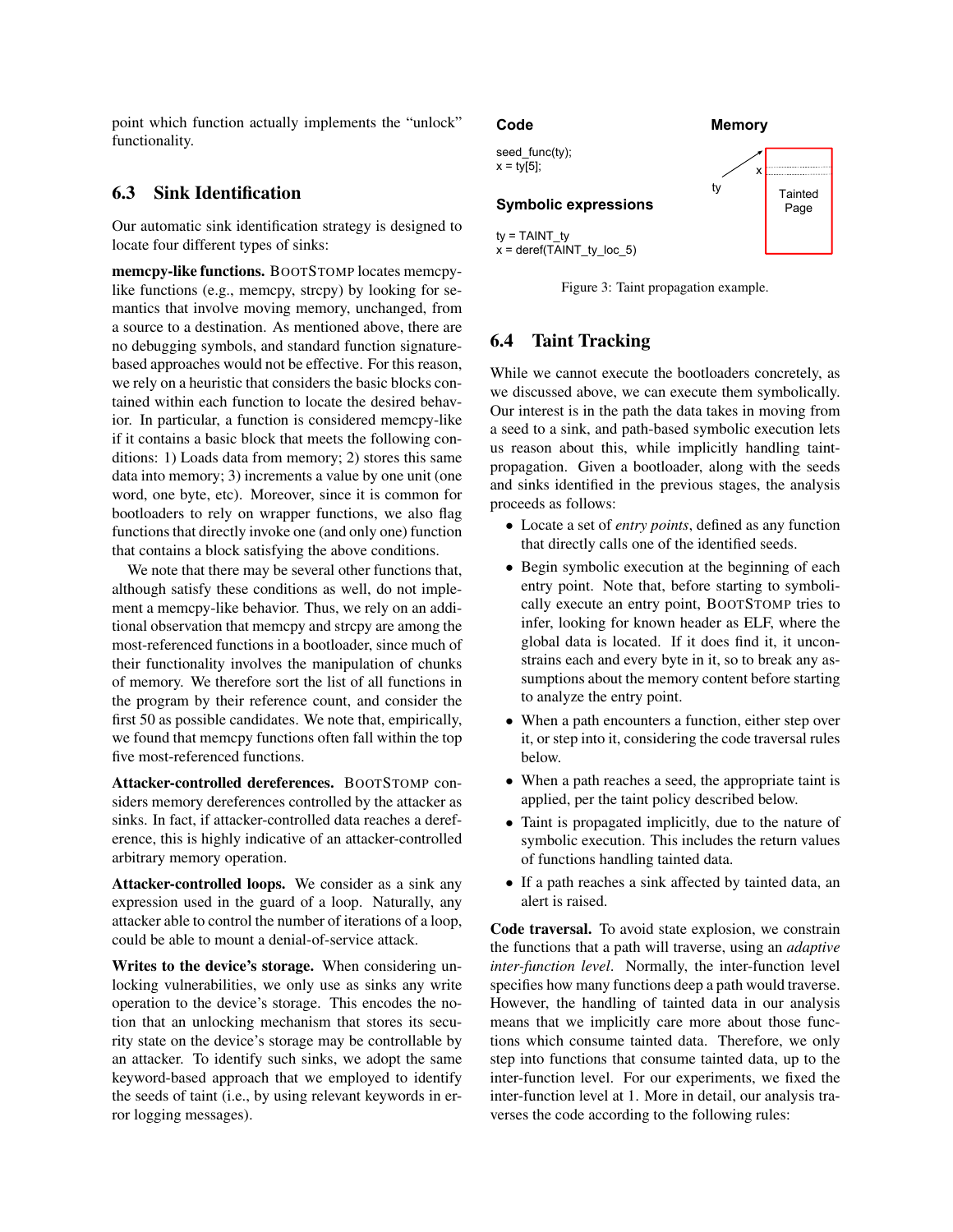point which function actually implements the "unlock" functionality.

## 6.3 Sink Identification

Our automatic sink identification strategy is designed to locate four different types of sinks:

**memcpy-like functions.** BOOTSTOMP locates memcpy-like functions (e.g., memcpy, strcpy) by looking for semantics that involve moving memory, unchanged, from a source to a destination. As mentioned above, there are no debugging symbols, and standard function signature-based approaches would not be effective. For this reason, we rely on a heuristic that considers the basic blocks contained within each function to locate the desired behavior. In particular, a function is considered memcpy-like if it contains a basic block that meets the following conditions: 1) Loads data from memory; 2) stores this same data into memory; 3) increments a value by one unit (one word, one byte, etc). Moreover, since it is common for bootloaders to rely on wrapper functions, we also flag functions that directly invoke one (and only one) function that contains a block satisfying the above conditions.

We note that there may be several other functions that, although satisfy these conditions as well, do not implement a memcpy-like behavior. Thus, we rely on an additional observation that memcpy and strcpy are among the most-referenced functions in a bootloader, since much of their functionality involves the manipulation of chunks of memory. We therefore sort the list of all functions in the program by their reference count, and consider the first 50 as possible candidates. We note that, empirically, we found that memcpy functions often fall within the top five most-referenced functions.

**Attacker-controlled dereferences.** BOOTSTOMP considers memory dereferences controlled by the attacker as sinks. In fact, if attacker-controlled data reaches a dereference, this is highly indicative of an attacker-controlled arbitrary memory operation.

**Attacker-controlled loops.** We consider as a sink any expression used in the guard of a loop. Naturally, any attacker able to control the number of iterations of a loop, could be able to mount a denial-of-service attack.

**Writes to the device's storage.** When considering unlocking vulnerabilities, we only use as sinks any write operation to the device's storage. This encodes the notion that an unlocking mechanism that stores its security state on the device's storage may be controllable by an attacker. To identify such sinks, we adopt the same keyword-based approach that we employed to identify the seeds of taint (i.e., by using relevant keywords in error logging messages).

**Code**

```
seed_func(ty);
x = ty[5];
```

**Symbolic expressions**

```
ty = TAINT_ty
x = deref(TAINT_ty_loc_5)
```

**Memory**

Figure 3: Taint propagation example.

## 6.4 Taint Tracking

While we cannot execute the bootloaders concretely, as we discussed above, we can execute them symbolically. Our interest is in the path the data takes in moving from a seed to a sink, and path-based symbolic execution lets us reason about this, while implicitly handling taint-propagation. Given a bootloader, along with the seeds and sinks identified in the previous stages, the analysis proceeds as follows:

- Locate a set of *entry points*, defined as any function that directly calls one of the identified seeds.
- Begin symbolic execution at the beginning of each entry point. Note that, before starting to symbolically execute an entry point, BOOTSTOMP tries to infer, looking for known header as ELF, where the global data is located. If it does find it, it unconstrains each and every byte in it, so to break any assumptions about the memory content before starting to analyze the entry point.
- When a path encounters a function, either step over it, or step into it, considering the code traversal rules below.
- When a path reaches a seed, the appropriate taint is applied, per the taint policy described below.
- Taint is propagated implicitly, due to the nature of symbolic execution. This includes the return values of functions handling tainted data.
- If a path reaches a sink affected by tainted data, an alert is raised.

**Code traversal.** To avoid state explosion, we constrain the functions that a path will traverse, using an *adaptive inter-function level*. Normally, the inter-function level specifies how many functions deep a path would traverse. However, the handling of tainted data in our analysis means that we implicitly care more about those functions which consume tainted data. Therefore, we only step into functions that consume tainted data, up to the inter-function level. For our experiments, we fixed the inter-function level at 1. More in detail, our analysis traverses the code according to the following rules: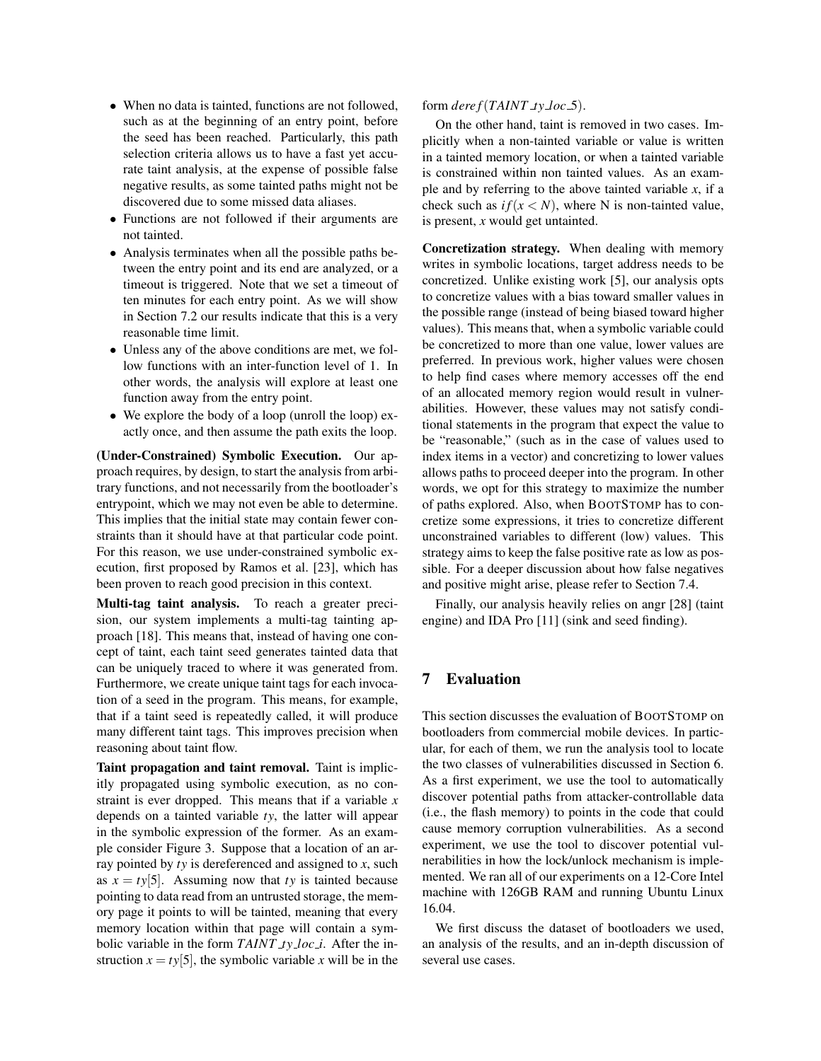- When no data is tainted, functions are not followed, such as at the beginning of an entry point, before the seed has been reached. Particularly, this path selection criteria allows us to have a fast yet accurate taint analysis, at the expense of possible false negative results, as some tainted paths might not be discovered due to some missed data aliases.
- Functions are not followed if their arguments are not tainted.
- Analysis terminates when all the possible paths between the entry point and its end are analyzed, or a timeout is triggered. Note that we set a timeout of ten minutes for each entry point. As we will show in Section 7.2 our results indicate that this is a very reasonable time limit.
- Unless any of the above conditions are met, we follow functions with an inter-function level of 1. In other words, the analysis will explore at least one function away from the entry point.
- We explore the body of a loop (unroll the loop) exactly once, and then assume the path exits the loop.

**(Under-Constrained) Symbolic Execution.** Our approach requires, by design, to start the analysis from arbitrary functions, and not necessarily from the bootloader's entrypoint, which we may not even be able to determine. This implies that the initial state may contain fewer constraints than it should have at that particular code point. For this reason, we use under-constrained symbolic execution, first proposed by Ramos et al. [23], which has been proven to reach good precision in this context.

**Multi-tag taint analysis.** To reach a greater precision, our system implements a multi-tag tainting approach [18]. This means that, instead of having one concept of taint, each taint seed generates tainted data that can be uniquely traced to where it was generated from. Furthermore, we create unique taint tags for each invocation of a seed in the program. This means, for example, that if a taint seed is repeatedly called, it will produce many different taint tags. This improves precision when reasoning about taint flow.

**Taint propagation and taint removal.** Taint is implicitly propagated using symbolic execution, as no constraint is ever dropped. This means that if a variable $x$ depends on a tainted variable $ty$, the latter will appear in the symbolic expression of the former. As an example consider Figure 3. Suppose that a location of an array pointed by $ty$ is dereferenced and assigned to $x$, such as $x = ty[5]$. Assuming now that $ty$ is tainted because pointing to data read from an untrusted storage, the memory page it points to will be tainted, meaning that every memory location within that page will contain a symbolic variable in the form $TAINT\_ty\_loc\_i$. After the instruction $x = ty[5]$, the symbolic variable $x$ will be in the form $deref(TAINT\_ty\_loc\_5)$.

On the other hand, taint is removed in two cases. Implicitly when a non-tainted variable or value is written in a tainted memory location, or when a tainted variable is constrained within non tainted values. As an example and by referring to the above tainted variable $x$, if a check such as $if(x < N)$, where N is non-tainted value, is present, $x$ would get untainted.

**Concretization strategy.** When dealing with memory writes in symbolic locations, target address needs to be concretized. Unlike existing work [5], our analysis opts to concretize values with a bias toward smaller values in the possible range (instead of being biased toward higher values). This means that, when a symbolic variable could be concretized to more than one value, lower values are preferred. In previous work, higher values were chosen to help find cases where memory accesses off the end of an allocated memory region would result in vulnerabilities. However, these values may not satisfy conditional statements in the program that expect the value to be "reasonable," (such as in the case of values used to index items in a vector) and concretizing to lower values allows paths to proceed deeper into the program. In other words, we opt for this strategy to maximize the number of paths explored. Also, when BOOTSTOMP has to concretize some expressions, it tries to concretize different unconstrained variables to different (low) values. This strategy aims to keep the false positive rate as low as possible. For a deeper discussion about how false negatives and positive might arise, please refer to Section 7.4.

Finally, our analysis heavily relies on angr [28] (taint engine) and IDA Pro [11] (sink and seed finding).

# 7 Evaluation

This section discusses the evaluation of BOOTSTOMP on bootloaders from commercial mobile devices. In particular, for each of them, we run the analysis tool to locate the two classes of vulnerabilities discussed in Section 6. As a first experiment, we use the tool to automatically discover potential paths from attacker-controllable data (i.e., the flash memory) to points in the code that could cause memory corruption vulnerabilities. As a second experiment, we use the tool to discover potential vulnerabilities in how the lock/unlock mechanism is implemented. We ran all of our experiments on a 12-Core Intel machine with 126GB RAM and running Ubuntu Linux 16.04.

We first discuss the dataset of bootloaders we used, an analysis of the results, and an in-depth discussion of several use cases.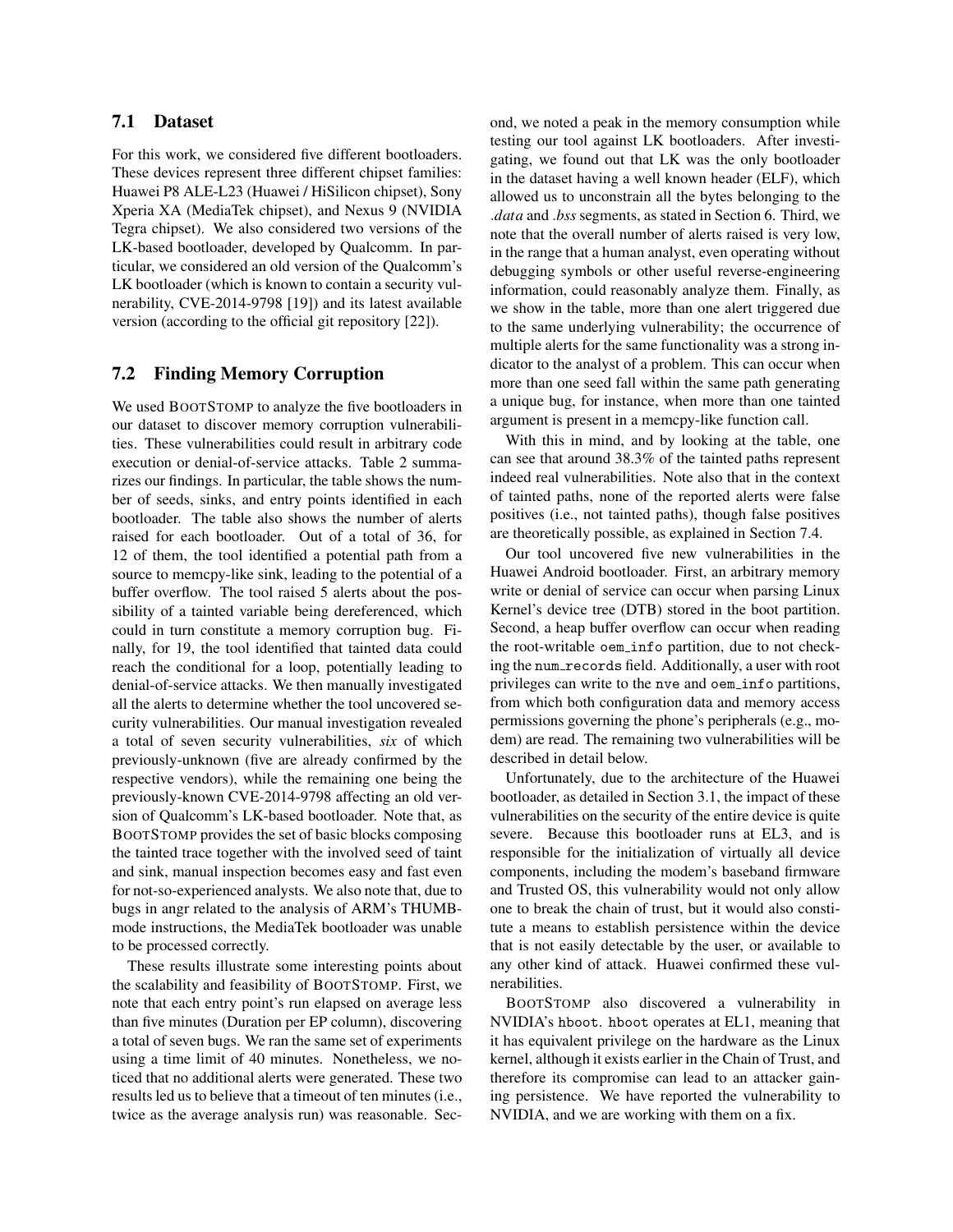## 7.1 Dataset

For this work, we considered five different bootloaders. These devices represent three different chipset families: Huawei P8 ALE-L23 (Huawei / HiSilicon chipset), Sony Xperia XA (MediaTek chipset), and Nexus 9 (NVIDIA Tegra chipset). We also considered two versions of the LK-based bootloader, developed by Qualcomm. In particular, we considered an old version of the Qualcomm's LK bootloader (which is known to contain a security vulnerability, CVE-2014-9798 [19]) and its latest available version (according to the official git repository [22]).

## 7.2 Finding Memory Corruption

We used BOOTSTOMP to analyze the five bootloaders in our dataset to discover memory corruption vulnerabilities. These vulnerabilities could result in arbitrary code execution or denial-of-service attacks. Table 2 summarizes our findings. In particular, the table shows the number of seeds, sinks, and entry points identified in each bootloader. The table also shows the number of alerts raised for each bootloader. Out of a total of 36, for 12 of them, the tool identified a potential path from a source to memcpy-like sink, leading to the potential of a buffer overflow. The tool raised 5 alerts about the possibility of a tainted variable being dereferenced, which could in turn constitute a memory corruption bug. Finally, for 19, the tool identified that tainted data could reach the conditional for a loop, potentially leading to denial-of-service attacks. We then manually investigated all the alerts to determine whether the tool uncovered security vulnerabilities. Our manual investigation revealed a total of seven security vulnerabilities, *six* of which previously-unknown (five are already confirmed by the respective vendors), while the remaining one being the previously-known CVE-2014-9798 affecting an old version of Qualcomm's LK-based bootloader. Note that, as BOOTSTOMP provides the set of basic blocks composing the tainted trace together with the involved seed of taint and sink, manual inspection becomes easy and fast even for not-so-experienced analysts. We also note that, due to bugs in angr related to the analysis of ARM's THUMB-mode instructions, the MediaTek bootloader was unable to be processed correctly.

These results illustrate some interesting points about the scalability and feasibility of BOOTSTOMP. First, we note that each entry point's run elapsed on average less than five minutes (Duration per EP column), discovering a total of seven bugs. We ran the same set of experiments using a time limit of 40 minutes. Nonetheless, we noticed that no additional alerts were generated. These two results led us to believe that a timeout of ten minutes (i.e., twice as the average analysis run) was reasonable. Second, we noted a peak in the memory consumption while testing our tool against LK bootloaders. After investigating, we found out that LK was the only bootloader in the dataset having a well known header (ELF), which allowed us to unconstrain all the bytes belonging to the *.data* and *.bss* segments, as stated in Section 6. Third, we note that the overall number of alerts raised is very low, in the range that a human analyst, even operating without debugging symbols or other useful reverse-engineering information, could reasonably analyze them. Finally, as we show in the table, more than one alert triggered due to the same underlying vulnerability; the occurrence of multiple alerts for the same functionality was a strong indicator to the analyst of a problem. This can occur when more than one seed fall within the same path generating a unique bug, for instance, when more than one tainted argument is present in a memcpy-like function call.

With this in mind, and by looking at the table, one can see that around 38.3% of the tainted paths represent indeed real vulnerabilities. Note also that in the context of tainted paths, none of the reported alerts were false positives (i.e., not tainted paths), though false positives are theoretically possible, as explained in Section 7.4.

Our tool uncovered five new vulnerabilities in the Huawei Android bootloader. First, an arbitrary memory write or denial of service can occur when parsing Linux Kernel's device tree (DTB) stored in the boot partition. Second, a heap buffer overflow can occur when reading the root-writable `oem_info` partition, due to not checking the `num_records` field. Additionally, a user with root privileges can write to the `nve` and `oem_info` partitions, from which both configuration data and memory access permissions governing the phone's peripherals (e.g., modem) are read. The remaining two vulnerabilities will be described in detail below.

Unfortunately, due to the architecture of the Huawei bootloader, as detailed in Section 3.1, the impact of these vulnerabilities on the security of the entire device is quite severe. Because this bootloader runs at EL3, and is responsible for the initialization of virtually all device components, including the modem's baseband firmware and Trusted OS, this vulnerability would not only allow one to break the chain of trust, but it would also constitute a means to establish persistence within the device that is not easily detectable by the user, or available to any other kind of attack. Huawei confirmed these vulnerabilities.

BOOTSTOMP also discovered a vulnerability in NVIDIA's `hboot`. `hboot` operates at EL1, meaning that it has equivalent privilege on the hardware as the Linux kernel, although it exists earlier in the Chain of Trust, and therefore its compromise can lead to an attacker gaining persistence. We have reported the vulnerability to NVIDIA, and we are working with them on a fix.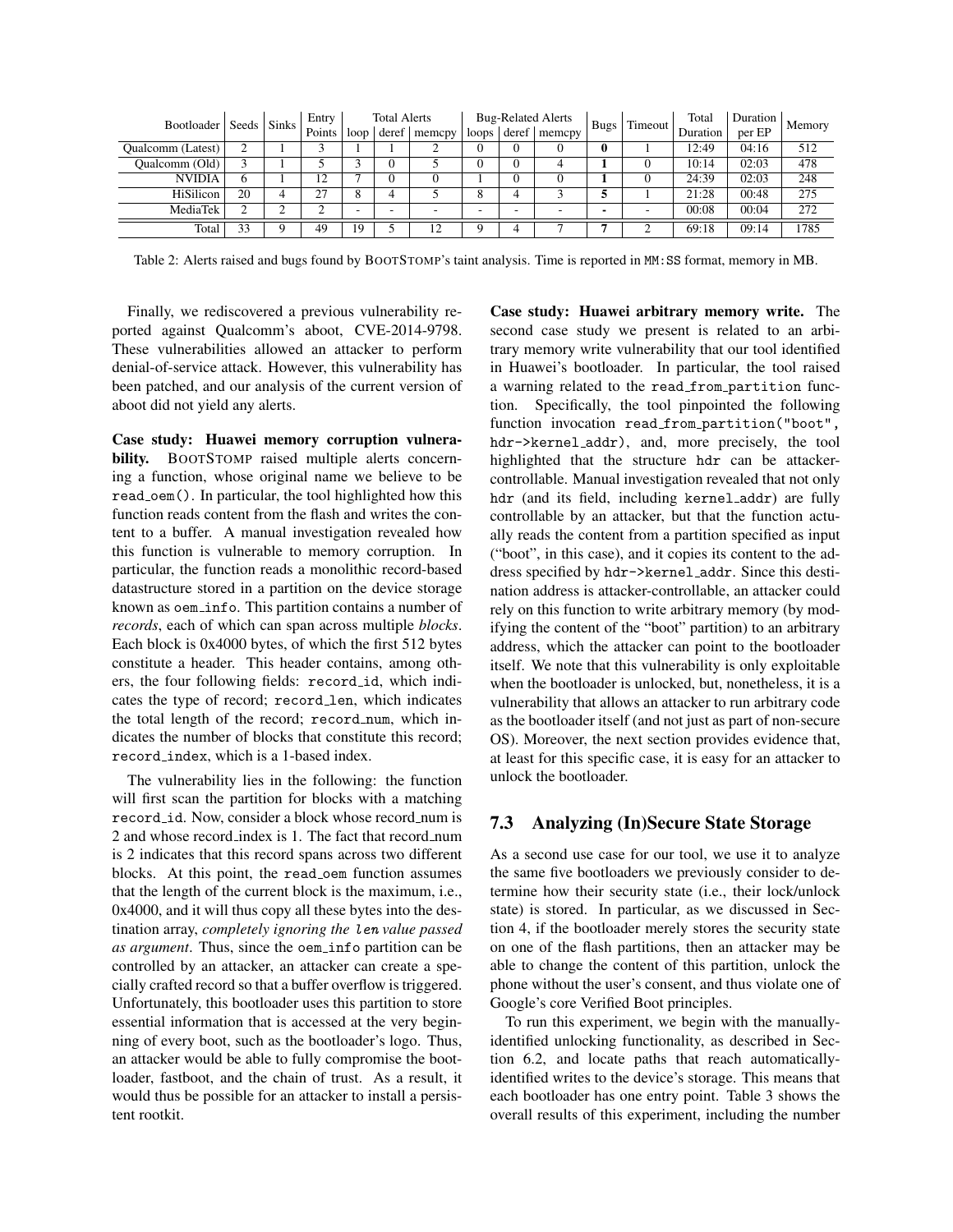| Bootloader | Seeds | Sinks | Entry Points | Total Alerts | | | Bug-Related Alerts | | | Bugs | Timeout | Total Duration | Duration per EP | Memory |
|---|---|---|---|---|---|---|---|---|---|---|---|---|---|---|
| | | | | loop | deref | memcpy | loops | deref | memcpy | | | | | |
| Qualcomm (Latest) | 2 | 1 | 3 | 1 | 1 | 2 | 0 | 0 | 0 | **0** | 1 | 12:49 | 04:16 | 512 |
| Qualcomm (Old) | 3 | 1 | 5 | 3 | 0 | 5 | 0 | 0 | 4 | **1** | 0 | 10:14 | 02:03 | 478 |
| NVIDIA | 6 | 1 | 12 | 7 | 0 | 0 | 1 | 0 | 0 | **1** | 0 | 24:39 | 02:03 | 248 |
| HiSilicon | 20 | 4 | 27 | 8 | 4 | 5 | 8 | 4 | 3 | **5** | 1 | 21:28 | 00:48 | 275 |
| MediaTek | 2 | 2 | 2 | - | - | - | - | - | - | **-** | - | 00:08 | 00:04 | 272 |
| Total | 33 | 9 | 49 | 19 | 5 | 12 | 9 | 4 | 7 | **7** | 2 | 69:18 | 09:14 | 1785 |

Table 2: Alerts raised and bugs found by BOOTSTOMP's taint analysis. Time is reported in MM:SS format, memory in MB.

Finally, we rediscovered a previous vulnerability reported against Qualcomm's aboot, CVE-2014-9798. These vulnerabilities allowed an attacker to perform denial-of-service attack. However, this vulnerability has been patched, and our analysis of the current version of aboot did not yield any alerts.

**Case study: Huawei memory corruption vulnerability.** BOOTSTOMP raised multiple alerts concerning a function, whose original name we believe to be `read_oem()`. In particular, the tool highlighted how this function reads content from the flash and writes the content to a buffer. A manual investigation revealed how this function is vulnerable to memory corruption. In particular, the function reads a monolithic record-based datastructure stored in a partition on the device storage known as `oem_info`. This partition contains a number of *records*, each of which can span across multiple *blocks*. Each block is 0x4000 bytes, of which the first 512 bytes constitute a header. This header contains, among others, the four following fields: `record_id`, which indicates the type of record; `record_len`, which indicates the total length of the record; `record_num`, which indicates the number of blocks that constitute this record; `record_index`, which is a 1-based index.

The vulnerability lies in the following: the function will first scan the partition for blocks with a matching `record_id`. Now, consider a block whose record_num is 2 and whose record_index is 1. The fact that record_num is 2 indicates that this record spans across two different blocks. At this point, the `read_oem` function assumes that the length of the current block is the maximum, i.e., 0x4000, and it will thus copy all these bytes into the destination array, *completely ignoring the* `len` *value passed as argument*. Thus, since the `oem_info` partition can be controlled by an attacker, an attacker can create a specially crafted record so that a buffer overflow is triggered. Unfortunately, this bootloader uses this partition to store essential information that is accessed at the very beginning of every boot, such as the bootloader's logo. Thus, an attacker would be able to fully compromise the bootloader, fastboot, and the chain of trust. As a result, it would thus be possible for an attacker to install a persistent rootkit.

**Case study: Huawei arbitrary memory write.** The second case study we present is related to an arbitrary memory write vulnerability that our tool identified in Huawei's bootloader. In particular, the tool raised a warning related to the `read_from_partition` function. Specifically, the tool pinpointed the following function invocation `read_from_partition("boot", hdr->kernel_addr)`, and, more precisely, the tool highlighted that the structure `hdr` can be attacker-controllable. Manual investigation revealed that not only `hdr` (and its field, including `kernel_addr`) are fully controllable by an attacker, but that the function actually reads the content from a partition specified as input ("boot", in this case), and it copies its content to the address specified by `hdr->kernel_addr`. Since this destination address is attacker-controllable, an attacker could rely on this function to write arbitrary memory (by modifying the content of the "boot" partition) to an arbitrary address, which the attacker can point to the bootloader itself. We note that this vulnerability is only exploitable when the bootloader is unlocked, but, nonetheless, it is a vulnerability that allows an attacker to run arbitrary code as the bootloader itself (and not just as part of non-secure OS). Moreover, the next section provides evidence that, at least for this specific case, it is easy for an attacker to unlock the bootloader.

### 7.3 Analyzing (In)Secure State Storage

As a second use case for our tool, we use it to analyze the same five bootloaders we previously consider to determine how their security state (i.e., their lock/unlock state) is stored. In particular, as we discussed in Section 4, if the bootloader merely stores the security state on one of the flash partitions, then an attacker may be able to change the content of this partition, unlock the phone without the user's consent, and thus violate one of Google's core Verified Boot principles.

To run this experiment, we begin with the manually-identified unlocking functionality, as described in Section 6.2, and locate paths that reach automatically-identified writes to the device's storage. This means that each bootloader has one entry point. Table 3 shows the overall results of this experiment, including the number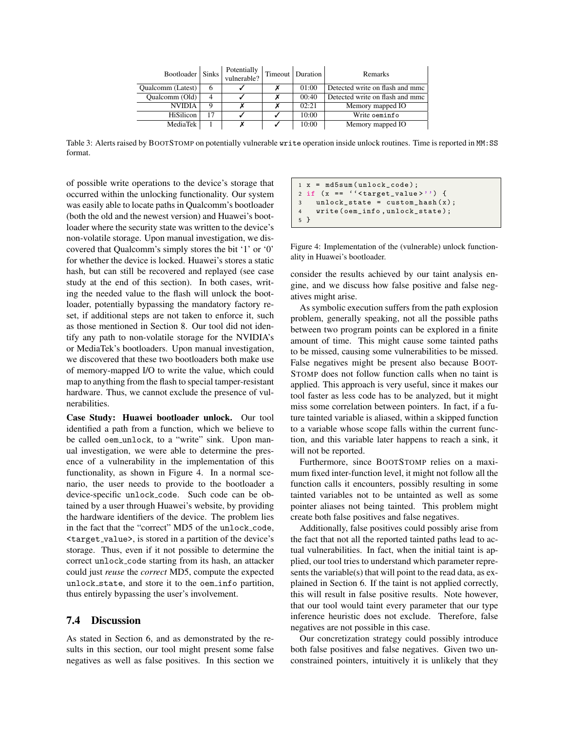| Bootloader | Sinks | Potentially vulnerable? | Timeout | Duration | Remarks |
|---|---|---|---|---|---|
| Qualcomm (Latest) | 6 | ✓ | ✗ | 01:00 | Detected write on flash and mmc |
| Qualcomm (Old) | 4 | ✓ | ✗ | 00:40 | Detected write on flash and mmc |
| NVIDIA | 9 | ✗ | ✗ | 02:21 | Memory mapped IO |
| HiSilicon | 17 | ✓ | ✓ | 10:00 | Write `oeminfo` |
| MediaTek | 1 | ✗ | ✓ | 10:00 | Memory mapped IO |

Table 3: Alerts raised by BOOTSTOMP on potentially vulnerable `write` operation inside unlock routines. Time is reported in `MM:SS` format.

of possible write operations to the device's storage that occurred within the unlocking functionality. Our system was easily able to locate paths in Qualcomm's bootloader (both the old and the newest version) and Huawei's bootloader where the security state was written to the device's non-volatile storage. Upon manual investigation, we discovered that Qualcomm's simply stores the bit '1' or '0' for whether the device is locked. Huawei's stores a static hash, but can still be recovered and replayed (see case study at the end of this section). In both cases, writing the needed value to the flash will unlock the bootloader, potentially bypassing the mandatory factory reset, if additional steps are not taken to enforce it, such as those mentioned in Section 8. Our tool did not identify any path to non-volatile storage for the NVIDIA's or MediaTek's bootloaders. Upon manual investigation, we discovered that these two bootloaders both make use of memory-mapped I/O to write the value, which could map to anything from the flash to special tamper-resistant hardware. Thus, we cannot exclude the presence of vulnerabilities.

**Case Study: Huawei bootloader unlock.** Our tool identified a path from a function, which we believe to be called `oem_unlock`, to a "write" sink. Upon manual investigation, we were able to determine the presence of a vulnerability in the implementation of this functionality, as shown in Figure 4. In a normal scenario, the user needs to provide to the bootloader a device-specific `unlock_code`. Such code can be obtained by a user through Huawei's website, by providing the hardware identifiers of the device. The problem lies in the fact that the "correct" MD5 of the `unlock_code`, `<target_value>`, is stored in a partition of the device's storage. Thus, even if it not possible to determine the correct `unlock_code` starting from its hash, an attacker could just *reuse* the *correct* MD5, compute the expected `unlock_state`, and store it to the `oem_info` partition, thus entirely bypassing the user's involvement.

```
1 x = md5sum(unlock_code);
2 if (x == ''<target_value>'') {
3   unlock_state = custom_hash(x);
4   write(oem_info,unlock_state);
5 }
```

Figure 4: Implementation of the (vulnerable) unlock functionality in Huawei's bootloader.

## 7.4 Discussion

As stated in Section 6, and as demonstrated by the results in this section, our tool might present some false negatives as well as false positives. In this section we consider the results achieved by our taint analysis engine, and we discuss how false positive and false negatives might arise.

As symbolic execution suffers from the path explosion problem, generally speaking, not all the possible paths between two program points can be explored in a finite amount of time. This might cause some tainted paths to be missed, causing some vulnerabilities to be missed. False negatives might be present also because BOOTSTOMP does not follow function calls when no taint is applied. This approach is very useful, since it makes our tool faster as less code has to be analyzed, but it might miss some correlation between pointers. In fact, if a future tainted variable is aliased, within a skipped function to a variable whose scope falls within the current function, and this variable later happens to reach a sink, it will not be reported.

Furthermore, since BOOTSTOMP relies on a maximum fixed inter-function level, it might not follow all the function calls it encounters, possibly resulting in some tainted variables not to be untainted as well as some pointer aliases not being tainted. This problem might create both false positives and false negatives.

Additionally, false positives could possibly arise from the fact that not all the reported tainted paths lead to actual vulnerabilities. In fact, when the initial taint is applied, our tool tries to understand which parameter represents the variable(s) that will point to the read data, as explained in Section 6. If the taint is not applied correctly, this will result in false positive results. Note however, that our tool would taint every parameter that our type inference heuristic does not exclude. Therefore, false negatives are not possible in this case.

Our concretization strategy could possibly introduce both false positives and false negatives. Given two unconstrained pointers, intuitively it is unlikely that they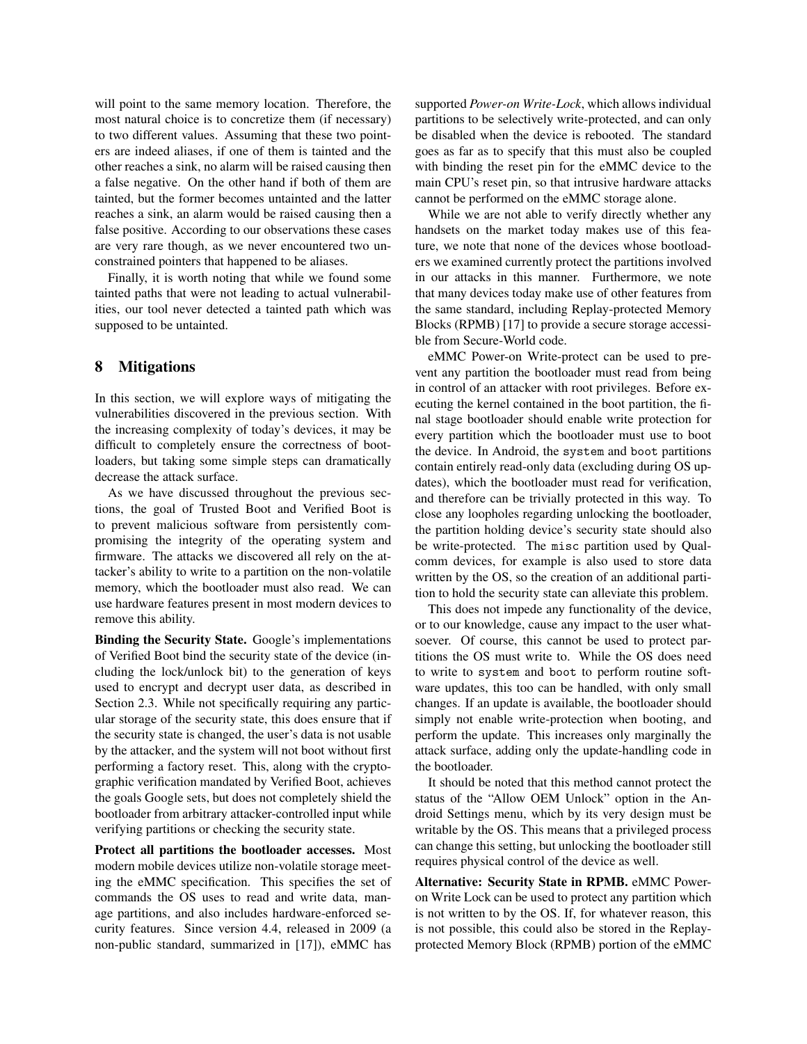will point to the same memory location. Therefore, the most natural choice is to concretize them (if necessary) to two different values. Assuming that these two pointers are indeed aliases, if one of them is tainted and the other reaches a sink, no alarm will be raised causing then a false negative. On the other hand if both of them are tainted, but the former becomes untainted and the latter reaches a sink, an alarm would be raised causing then a false positive. According to our observations these cases are very rare though, as we never encountered two unconstrained pointers that happened to be aliases.

Finally, it is worth noting that while we found some tainted paths that were not leading to actual vulnerabilities, our tool never detected a tainted path which was supposed to be untainted.

## 8 Mitigations

In this section, we will explore ways of mitigating the vulnerabilities discovered in the previous section. With the increasing complexity of today's devices, it may be difficult to completely ensure the correctness of bootloaders, but taking some simple steps can dramatically decrease the attack surface.

As we have discussed throughout the previous sections, the goal of Trusted Boot and Verified Boot is to prevent malicious software from persistently compromising the integrity of the operating system and firmware. The attacks we discovered all rely on the attacker's ability to write to a partition on the non-volatile memory, which the bootloader must also read. We can use hardware features present in most modern devices to remove this ability.

**Binding the Security State.** Google's implementations of Verified Boot bind the security state of the device (including the lock/unlock bit) to the generation of keys used to encrypt and decrypt user data, as described in Section 2.3. While not specifically requiring any particular storage of the security state, this does ensure that if the security state is changed, the user's data is not usable by the attacker, and the system will not boot without first performing a factory reset. This, along with the cryptographic verification mandated by Verified Boot, achieves the goals Google sets, but does not completely shield the bootloader from arbitrary attacker-controlled input while verifying partitions or checking the security state.

**Protect all partitions the bootloader accesses.** Most modern mobile devices utilize non-volatile storage meeting the eMMC specification. This specifies the set of commands the OS uses to read and write data, manage partitions, and also includes hardware-enforced security features. Since version 4.4, released in 2009 (a non-public standard, summarized in [17]), eMMC has supported *Power-on Write-Lock*, which allows individual partitions to be selectively write-protected, and can only be disabled when the device is rebooted. The standard goes as far as to specify that this must also be coupled with binding the reset pin for the eMMC device to the main CPU's reset pin, so that intrusive hardware attacks cannot be performed on the eMMC storage alone.

While we are not able to verify directly whether any handsets on the market today makes use of this feature, we note that none of the devices whose bootloaders we examined currently protect the partitions involved in our attacks in this manner. Furthermore, we note that many devices today make use of other features from the same standard, including Replay-protected Memory Blocks (RPMB) [17] to provide a secure storage accessible from Secure-World code.

eMMC Power-on Write-protect can be used to prevent any partition the bootloader must read from being in control of an attacker with root privileges. Before executing the kernel contained in the boot partition, the final stage bootloader should enable write protection for every partition which the bootloader must use to boot the device. In Android, the `system` and `boot` partitions contain entirely read-only data (excluding during OS updates), which the bootloader must read for verification, and therefore can be trivially protected in this way. To close any loopholes regarding unlocking the bootloader, the partition holding device's security state should also be write-protected. The `misc` partition used by Qualcomm devices, for example is also used to store data written by the OS, so the creation of an additional partition to hold the security state can alleviate this problem.

This does not impede any functionality of the device, or to our knowledge, cause any impact to the user whatsoever. Of course, this cannot be used to protect partitions the OS must write to. While the OS does need to write to `system` and `boot` to perform routine software updates, this too can be handled, with only small changes. If an update is available, the bootloader should simply not enable write-protection when booting, and perform the update. This increases only marginally the attack surface, adding only the update-handling code in the bootloader.

It should be noted that this method cannot protect the status of the "Allow OEM Unlock" option in the Android Settings menu, which by its very design must be writable by the OS. This means that a privileged process can change this setting, but unlocking the bootloader still requires physical control of the device as well.

**Alternative: Security State in RPMB.** eMMC Power-on Write Lock can be used to protect any partition which is not written to by the OS. If, for whatever reason, this is not possible, this could also be stored in the Replay-protected Memory Block (RPMB) portion of the eMMC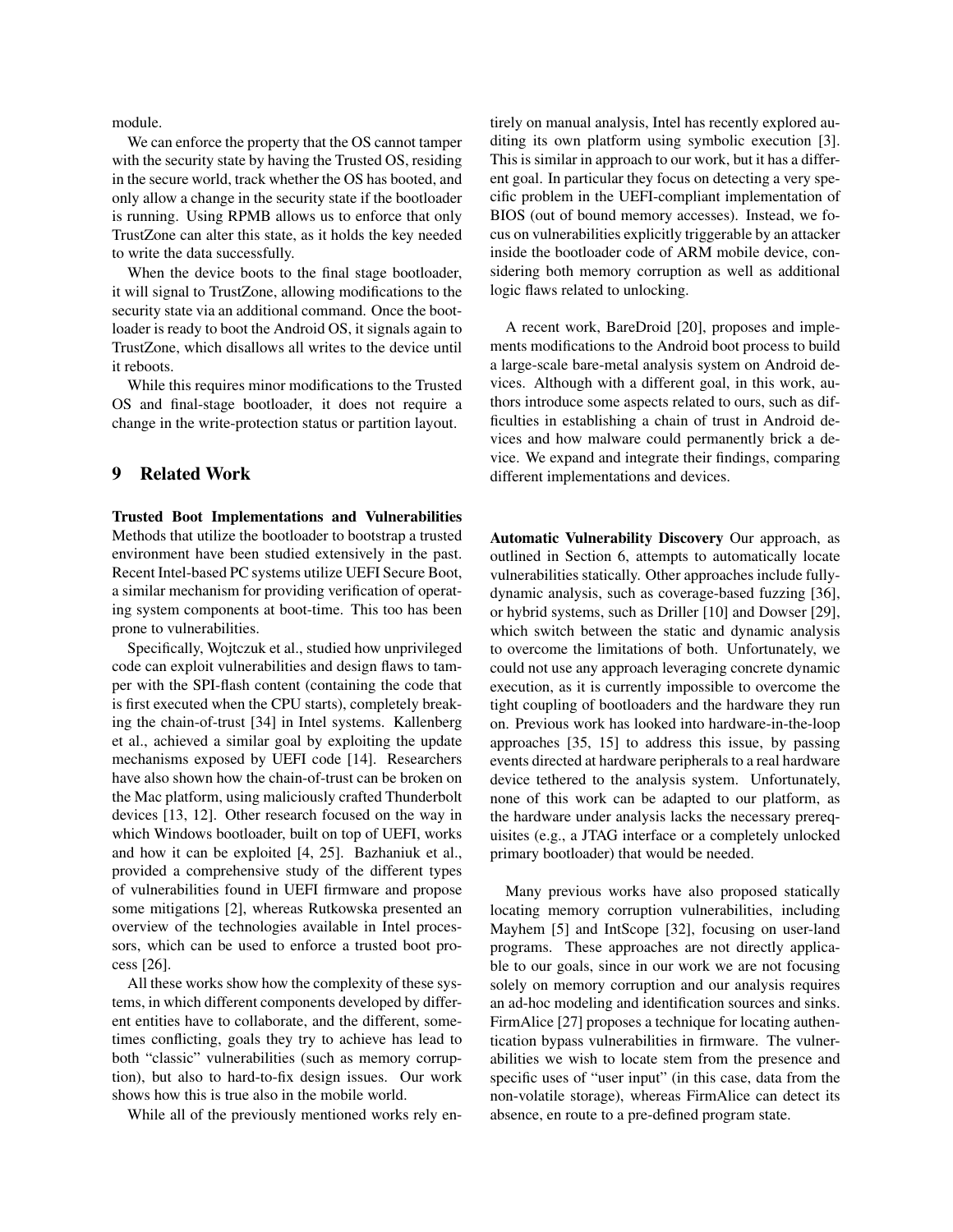module.

We can enforce the property that the OS cannot tamper with the security state by having the Trusted OS, residing in the secure world, track whether the OS has booted, and only allow a change in the security state if the bootloader is running. Using RPMB allows us to enforce that only TrustZone can alter this state, as it holds the key needed to write the data successfully.

When the device boots to the final stage bootloader, it will signal to TrustZone, allowing modifications to the security state via an additional command. Once the bootloader is ready to boot the Android OS, it signals again to TrustZone, which disallows all writes to the device until it reboots.

While this requires minor modifications to the Trusted OS and final-stage bootloader, it does not require a change in the write-protection status or partition layout.

## 9 Related Work

**Trusted Boot Implementations and Vulnerabilities** Methods that utilize the bootloader to bootstrap a trusted environment have been studied extensively in the past. Recent Intel-based PC systems utilize UEFI Secure Boot, a similar mechanism for providing verification of operating system components at boot-time. This too has been prone to vulnerabilities.

Specifically, Wojtczuk et al., studied how unprivileged code can exploit vulnerabilities and design flaws to tamper with the SPI-flash content (containing the code that is first executed when the CPU starts), completely breaking the chain-of-trust [34] in Intel systems. Kallenberg et al., achieved a similar goal by exploiting the update mechanisms exposed by UEFI code [14]. Researchers have also shown how the chain-of-trust can be broken on the Mac platform, using maliciously crafted Thunderbolt devices [13, 12]. Other research focused on the way in which Windows bootloader, built on top of UEFI, works and how it can be exploited [4, 25]. Bazhaniuk et al., provided a comprehensive study of the different types of vulnerabilities found in UEFI firmware and propose some mitigations [2], whereas Rutkowska presented an overview of the technologies available in Intel processors, which can be used to enforce a trusted boot process [26].

All these works show how the complexity of these systems, in which different components developed by different entities have to collaborate, and the different, sometimes conflicting, goals they try to achieve has lead to both "classic" vulnerabilities (such as memory corruption), but also to hard-to-fix design issues. Our work shows how this is true also in the mobile world.

While all of the previously mentioned works rely entirely on manual analysis, Intel has recently explored auditing its own platform using symbolic execution [3]. This is similar in approach to our work, but it has a different goal. In particular they focus on detecting a very specific problem in the UEFI-compliant implementation of BIOS (out of bound memory accesses). Instead, we focus on vulnerabilities explicitly triggerable by an attacker inside the bootloader code of ARM mobile device, considering both memory corruption as well as additional logic flaws related to unlocking.

A recent work, BareDroid [20], proposes and implements modifications to the Android boot process to build a large-scale bare-metal analysis system on Android devices. Although with a different goal, in this work, authors introduce some aspects related to ours, such as difficulties in establishing a chain of trust in Android devices and how malware could permanently brick a device. We expand and integrate their findings, comparing different implementations and devices.

**Automatic Vulnerability Discovery** Our approach, as outlined in Section 6, attempts to automatically locate vulnerabilities statically. Other approaches include fully-dynamic analysis, such as coverage-based fuzzing [36], or hybrid systems, such as Driller [10] and Dowser [29], which switch between the static and dynamic analysis to overcome the limitations of both. Unfortunately, we could not use any approach leveraging concrete dynamic execution, as it is currently impossible to overcome the tight coupling of bootloaders and the hardware they run on. Previous work has looked into hardware-in-the-loop approaches [35, 15] to address this issue, by passing events directed at hardware peripherals to a real hardware device tethered to the analysis system. Unfortunately, none of this work can be adapted to our platform, as the hardware under analysis lacks the necessary prerequisites (e.g., a JTAG interface or a completely unlocked primary bootloader) that would be needed.

Many previous works have also proposed statically locating memory corruption vulnerabilities, including Mayhem [5] and IntScope [32], focusing on user-land programs. These approaches are not directly applicable to our goals, since in our work we are not focusing solely on memory corruption and our analysis requires an ad-hoc modeling and identification sources and sinks. FirmAlice [27] proposes a technique for locating authentication bypass vulnerabilities in firmware. The vulnerabilities we wish to locate stem from the presence and specific uses of "user input" (in this case, data from the non-volatile storage), whereas FirmAlice can detect its absence, en route to a pre-defined program state.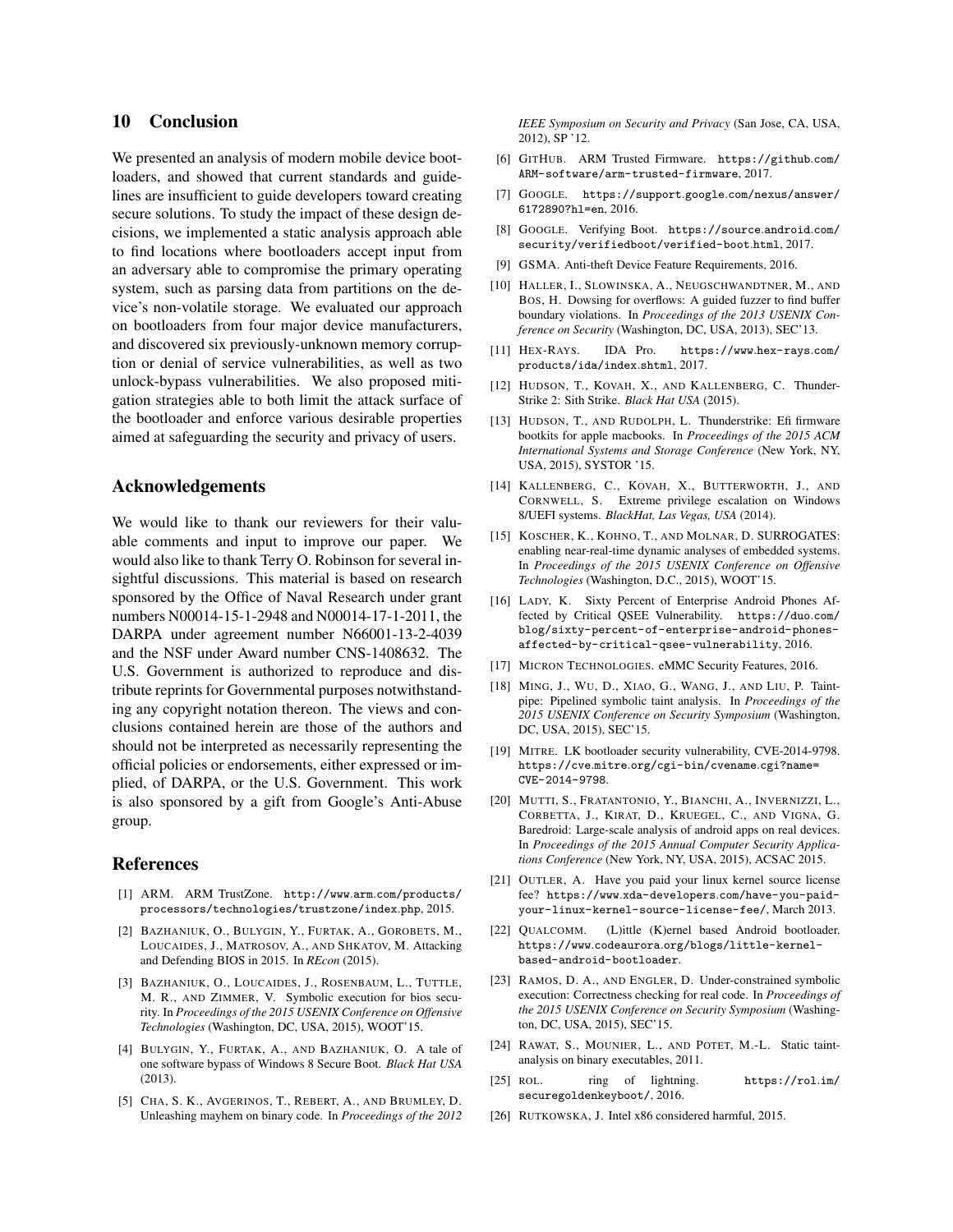## 10 Conclusion

We presented an analysis of modern mobile device bootloaders, and showed that current standards and guidelines are insufficient to guide developers toward creating secure solutions. To study the impact of these design decisions, we implemented a static analysis approach able to find locations where bootloaders accept input from an adversary able to compromise the primary operating system, such as parsing data from partitions on the device's non-volatile storage. We evaluated our approach on bootloaders from four major device manufacturers, and discovered six previously-unknown memory corruption or denial of service vulnerabilities, as well as two unlock-bypass vulnerabilities. We also proposed mitigation strategies able to both limit the attack surface of the bootloader and enforce various desirable properties aimed at safeguarding the security and privacy of users.

## Acknowledgements

We would like to thank our reviewers for their valuable comments and input to improve our paper. We would also like to thank Terry O. Robinson for several insightful discussions. This material is based on research sponsored by the Office of Naval Research under grant numbers N00014-15-1-2948 and N00014-17-1-2011, the DARPA under agreement number N66001-13-2-4039 and the NSF under Award number CNS-1408632. The U.S. Government is authorized to reproduce and distribute reprints for Governmental purposes notwithstanding any copyright notation thereon. The views and conclusions contained herein are those of the authors and should not be interpreted as necessarily representing the official policies or endorsements, either expressed or implied, of DARPA, or the U.S. Government. This work is also sponsored by a gift from Google's Anti-Abuse group.

## References

[1] ARM. ARM TrustZone. http://www.arm.com/products/processors/technologies/trustzone/index.php, 2015.

[2] Bazhaniuk, O., Bulygin, Y., Furtak, A., Gorobets, M., Loucaides, J., Matrosov, A., and Shkatov, M. Attacking and Defending BIOS in 2015. In *REcon* (2015).

[3] Bazhaniuk, O., Loucaides, J., Rosenbaum, L., Tuttle, M. R., and Zimmer, V. Symbolic execution for bios security. In *Proceedings of the 2015 USENIX Conference on Offensive Technologies* (Washington, DC, USA, 2015), WOOT'15.

[4] Bulygin, Y., Furtak, A., and Bazhaniuk, O. A tale of one software bypass of Windows 8 Secure Boot. *Black Hat USA* (2013).

[5] Cha, S. K., Avgerinos, T., Rebert, A., and Brumley, D. Unleashing mayhem on binary code. In *Proceedings of the 2012 IEEE Symposium on Security and Privacy* (San Jose, CA, USA, 2012), SP '12.

[6] GitHub. ARM Trusted Firmware. https://github.com/ARM-software/arm-trusted-firmware, 2017.

[7] Google. https://support.google.com/nexus/answer/6172890?hl=en, 2016.

[8] Google. Verifying Boot. https://source.android.com/security/verifiedboot/verified-boot.html, 2017.

[9] GSMA. Anti-theft Device Feature Requirements, 2016.

[10] Haller, I., Slowinska, A., Neugschwandtner, M., and Bos, H. Dowsing for overflows: A guided fuzzer to find buffer boundary violations. In *Proceedings of the 2013 USENIX Conference on Security* (Washington, DC, USA, 2013), SEC'13.

[11] Hex-Rays. IDA Pro. https://www.hex-rays.com/products/ida/index.shtml, 2017.

[12] Hudson, T., Kovah, X., and Kallenberg, C. ThunderStrike 2: Sith Strike. *Black Hat USA* (2015).

[13] Hudson, T., and Rudolph, L. Thunderstrike: Efi firmware bootkits for apple macbooks. In *Proceedings of the 2015 ACM International Systems and Storage Conference* (New York, NY, USA, 2015), SYSTOR '15.

[14] Kallenberg, C., Kovah, X., Butterworth, J., and Cornwell, S. Extreme privilege escalation on Windows 8/UEFI systems. *BlackHat, Las Vegas, USA* (2014).

[15] Koscher, K., Kohno, T., and Molnar, D. SURROGATES: enabling near-real-time dynamic analyses of embedded systems. In *Proceedings of the 2015 USENIX Conference on Offensive Technologies* (Washington, D.C., 2015), WOOT'15.

[16] Lady, K. Sixty Percent of Enterprise Android Phones Affected by Critical QSEE Vulnerability. https://duo.com/blog/sixty-percent-of-enterprise-android-phones-affected-by-critical-qsee-vulnerability, 2016.

[17] Micron Technologies. eMMC Security Features, 2016.

[18] Ming, J., Wu, D., Xiao, G., Wang, J., and Liu, P. Taintpipe: Pipelined symbolic taint analysis. In *Proceedings of the 2015 USENIX Conference on Security Symposium* (Washington, DC, USA, 2015), SEC'15.

[19] Mitre. LK bootloader security vulnerability, CVE-2014-9798. https://cve.mitre.org/cgi-bin/cvename.cgi?name=CVE-2014-9798.

[20] Mutti, S., Fratantonio, Y., Bianchi, A., Invernizzi, L., Corbetta, J., Kirat, D., Kruegel, C., and Vigna, G. Baredroid: Large-scale analysis of android apps on real devices. In *Proceedings of the 2015 Annual Computer Security Applications Conference* (New York, NY, USA, 2015), ACSAC 2015.

[21] Outler, A. Have you paid your linux kernel source license fee? https://www.xda-developers.com/have-you-paid-your-linux-kernel-source-license-fee/, March 2013.

[22] Qualcomm. (L)ittle (K)ernel based Android bootloader. https://www.codeaurora.org/blogs/little-kernel-based-android-bootloader.

[23] Ramos, D. A., and Engler, D. Under-constrained symbolic execution: Correctness checking for real code. In *Proceedings of the 2015 USENIX Conference on Security Symposium* (Washington, DC, USA, 2015), SEC'15.

[24] Rawat, S., Mounier, L., and Potet, M.-L. Static taint-analysis on binary executables, 2011.

[25] rol. ring of lightning. https://rol.im/securegoldenkeyboot/, 2016.

[26] Rutkowska, J. Intel x86 considered harmful, 2015.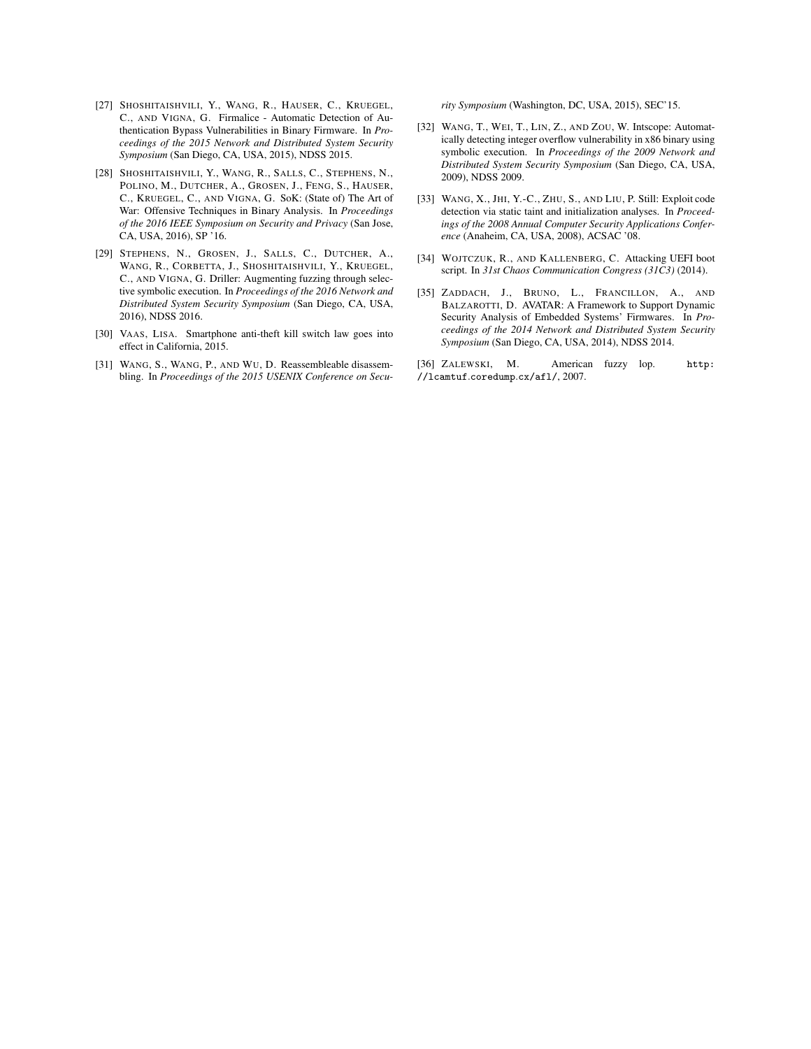[27] Shoshitaishvili, Y., Wang, R., Hauser, C., Kruegel, C., and Vigna, G. Firmalice - Automatic Detection of Authentication Bypass Vulnerabilities in Binary Firmware. In *Proceedings of the 2015 Network and Distributed System Security Symposium* (San Diego, CA, USA, 2015), NDSS 2015.

[28] Shoshitaishvili, Y., Wang, R., Salls, C., Stephens, N., Polino, M., Dutcher, A., Grosen, J., Feng, S., Hauser, C., Kruegel, C., and Vigna, G. SoK: (State of) The Art of War: Offensive Techniques in Binary Analysis. In *Proceedings of the 2016 IEEE Symposium on Security and Privacy* (San Jose, CA, USA, 2016), SP '16.

[29] Stephens, N., Grosen, J., Salls, C., Dutcher, A., Wang, R., Corbetta, J., Shoshitaishvili, Y., Kruegel, C., and Vigna, G. Driller: Augmenting fuzzing through selective symbolic execution. In *Proceedings of the 2016 Network and Distributed System Security Symposium* (San Diego, CA, USA, 2016), NDSS 2016.

[30] Vaas, Lisa. Smartphone anti-theft kill switch law goes into effect in California, 2015.

[31] Wang, S., Wang, P., and Wu, D. Reassembleable disassembling. In *Proceedings of the 2015 USENIX Conference on Security Symposium* (Washington, DC, USA, 2015), SEC'15.

[32] Wang, T., Wei, T., Lin, Z., and Zou, W. Intscope: Automatically detecting integer overflow vulnerability in x86 binary using symbolic execution. In *Proceedings of the 2009 Network and Distributed System Security Symposium* (San Diego, CA, USA, 2009), NDSS 2009.

[33] Wang, X., Jhi, Y.-C., Zhu, S., and Liu, P. Still: Exploit code detection via static taint and initialization analyses. In *Proceedings of the 2008 Annual Computer Security Applications Conference* (Anaheim, CA, USA, 2008), ACSAC '08.

[34] Wojtczuk, R., and Kallenberg, C. Attacking UEFI boot script. In *31st Chaos Communication Congress (31C3)* (2014).

[35] Zaddach, J., Bruno, L., Francillon, A., and Balzarotti, D. AVATAR: A Framework to Support Dynamic Security Analysis of Embedded Systems' Firmwares. In *Proceedings of the 2014 Network and Distributed System Security Symposium* (San Diego, CA, USA, 2014), NDSS 2014.

[36] Zalewski, M. American fuzzy lop. `http://lcamtuf.coredump.cx/afl/`, 2007.